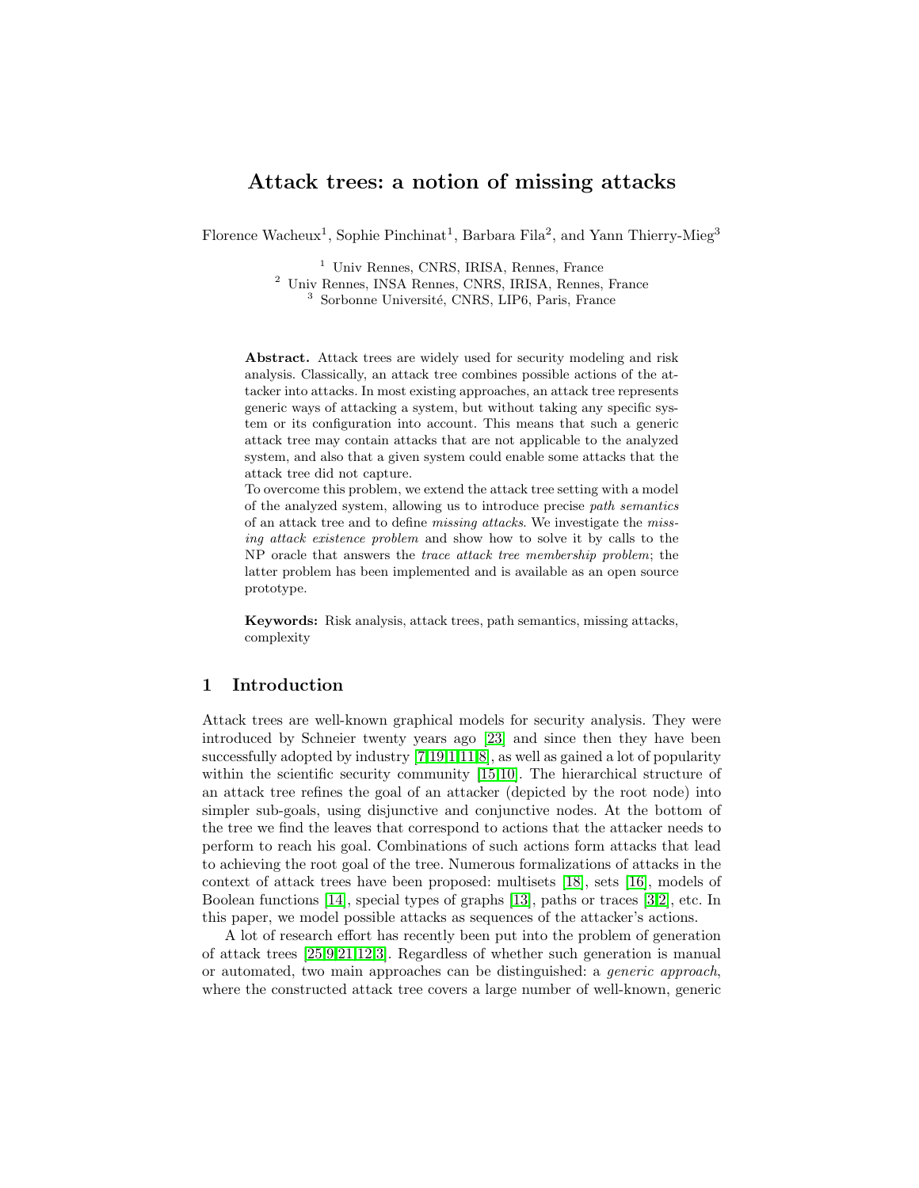# Attack trees: a notion of missing attacks

Florence Wacheux[1], Sophie Pinchinat[1], Barbara Fila[2], and Yann Thierry-Mieg[3]

[1] Univ Rennes, CNRS, IRISA, Rennes, France
[2] Univ Rennes, INSA Rennes, CNRS, IRISA, Rennes, France
[3] Sorbonne Université, CNRS, LIP6, Paris, France

**Abstract.** Attack trees are widely used for security modeling and risk analysis. Classically, an attack tree combines possible actions of the attacker into attacks. In most existing approaches, an attack tree represents generic ways of attacking a system, but without taking any specific system or its configuration into account. This means that such a generic attack tree may contain attacks that are not applicable to the analyzed system, and also that a given system could enable some attacks that the attack tree did not capture.
To overcome this problem, we extend the attack tree setting with a model of the analyzed system, allowing us to introduce precise *path semantics* of an attack tree and to define *missing attacks*. We investigate the *missing attack existence problem* and show how to solve it by calls to the NP oracle that answers the *trace attack tree membership problem*; the latter problem has been implemented and is available as an open source prototype.

**Keywords:** Risk analysis, attack trees, path semantics, missing attacks, complexity

## 1 Introduction

Attack trees are well-known graphical models for security analysis. They were introduced by Schneier twenty years ago [23] and since then they have been successfully adopted by industry [7,19,1,11,8], as well as gained a lot of popularity within the scientific security community [15,10]. The hierarchical structure of an attack tree refines the goal of an attacker (depicted by the root node) into simpler sub-goals, using disjunctive and conjunctive nodes. At the bottom of the tree we find the leaves that correspond to actions that the attacker needs to perform to reach his goal. Combinations of such actions form attacks that lead to achieving the root goal of the tree. Numerous formalizations of attacks in the context of attack trees have been proposed: multisets [18], sets [16], models of Boolean functions [14], special types of graphs [13], paths or traces [3,2], etc. In this paper, we model possible attacks as sequences of the attacker's actions.

A lot of research effort has recently been put into the problem of generation of attack trees [25,9,21,12,3]. Regardless of whether such generation is manual or automated, two main approaches can be distinguished: a *generic approach*, where the constructed attack tree covers a large number of well-known, generic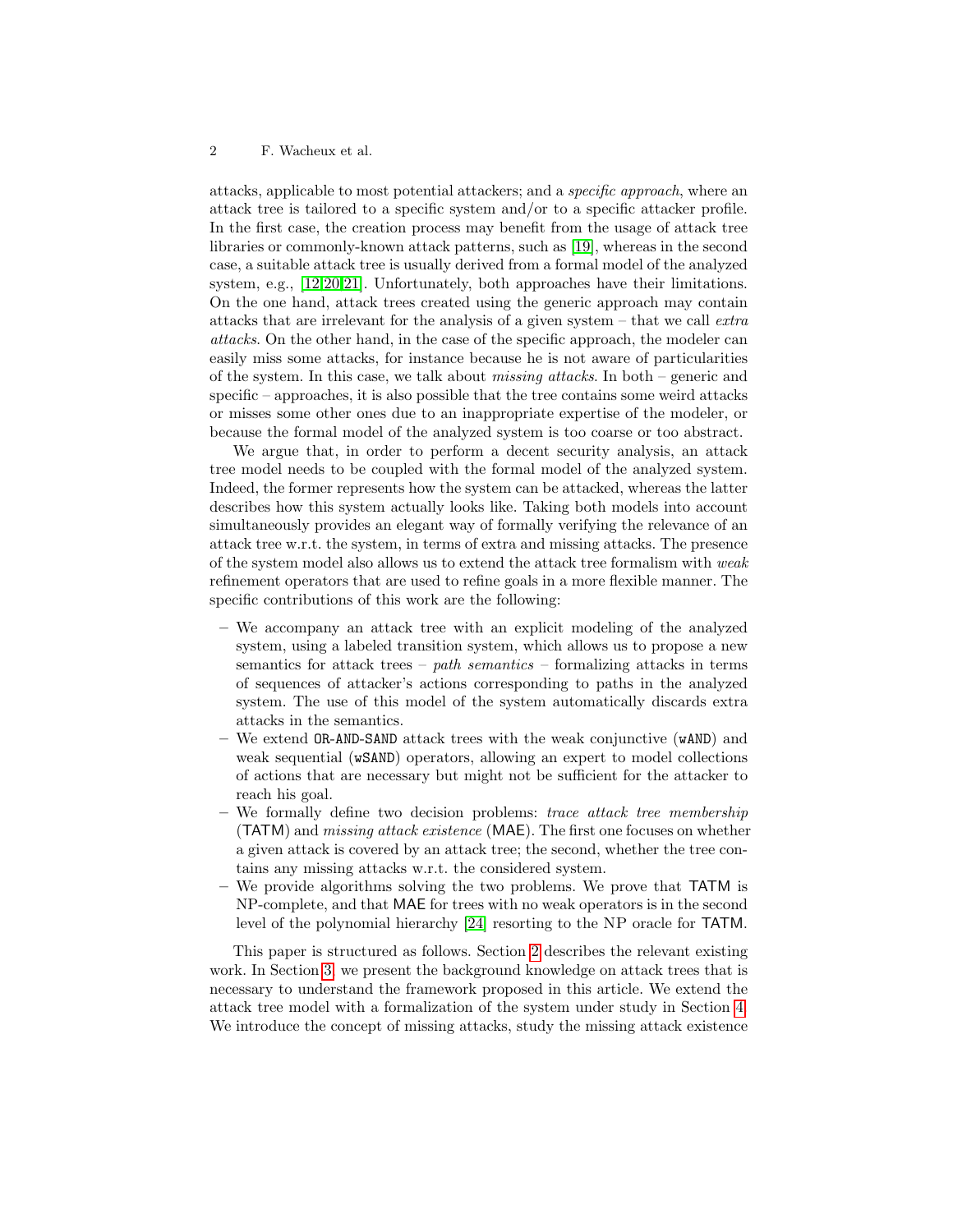attacks, applicable to most potential attackers; and a *specific approach*, where an attack tree is tailored to a specific system and/or to a specific attacker profile. In the first case, the creation process may benefit from the usage of attack tree libraries or commonly-known attack patterns, such as [19], whereas in the second case, a suitable attack tree is usually derived from a formal model of the analyzed system, e.g., [12,20,21]. Unfortunately, both approaches have their limitations. On the one hand, attack trees created using the generic approach may contain attacks that are irrelevant for the analysis of a given system – that we call *extra attacks*. On the other hand, in the case of the specific approach, the modeler can easily miss some attacks, for instance because he is not aware of particularities of the system. In this case, we talk about *missing attacks*. In both – generic and specific – approaches, it is also possible that the tree contains some weird attacks or misses some other ones due to an inappropriate expertise of the modeler, or because the formal model of the analyzed system is too coarse or too abstract.

We argue that, in order to perform a decent security analysis, an attack tree model needs to be coupled with the formal model of the analyzed system. Indeed, the former represents how the system can be attacked, whereas the latter describes how this system actually looks like. Taking both models into account simultaneously provides an elegant way of formally verifying the relevance of an attack tree w.r.t. the system, in terms of extra and missing attacks. The presence of the system model also allows us to extend the attack tree formalism with *weak* refinement operators that are used to refine goals in a more flexible manner. The specific contributions of this work are the following:

- We accompany an attack tree with an explicit modeling of the analyzed system, using a labeled transition system, which allows us to propose a new semantics for attack trees – *path semantics* – formalizing attacks in terms of sequences of attacker's actions corresponding to paths in the analyzed system. The use of this model of the system automatically discards extra attacks in the semantics.
- We extend `OR`-`AND`-`SAND` attack trees with the weak conjunctive (`wAND`) and weak sequential (`wSAND`) operators, allowing an expert to model collections of actions that are necessary but might not be sufficient for the attacker to reach his goal.
- We formally define two decision problems: *trace attack tree membership* (TATM) and *missing attack existence* (MAE). The first one focuses on whether a given attack is covered by an attack tree; the second, whether the tree contains any missing attacks w.r.t. the considered system.
- We provide algorithms solving the two problems. We prove that TATM is NP-complete, and that MAE for trees with no weak operators is in the second level of the polynomial hierarchy [24] resorting to the NP oracle for TATM.

This paper is structured as follows. Section 2 describes the relevant existing work. In Section 3, we present the background knowledge on attack trees that is necessary to understand the framework proposed in this article. We extend the attack tree model with a formalization of the system under study in Section 4. We introduce the concept of missing attacks, study the missing attack existence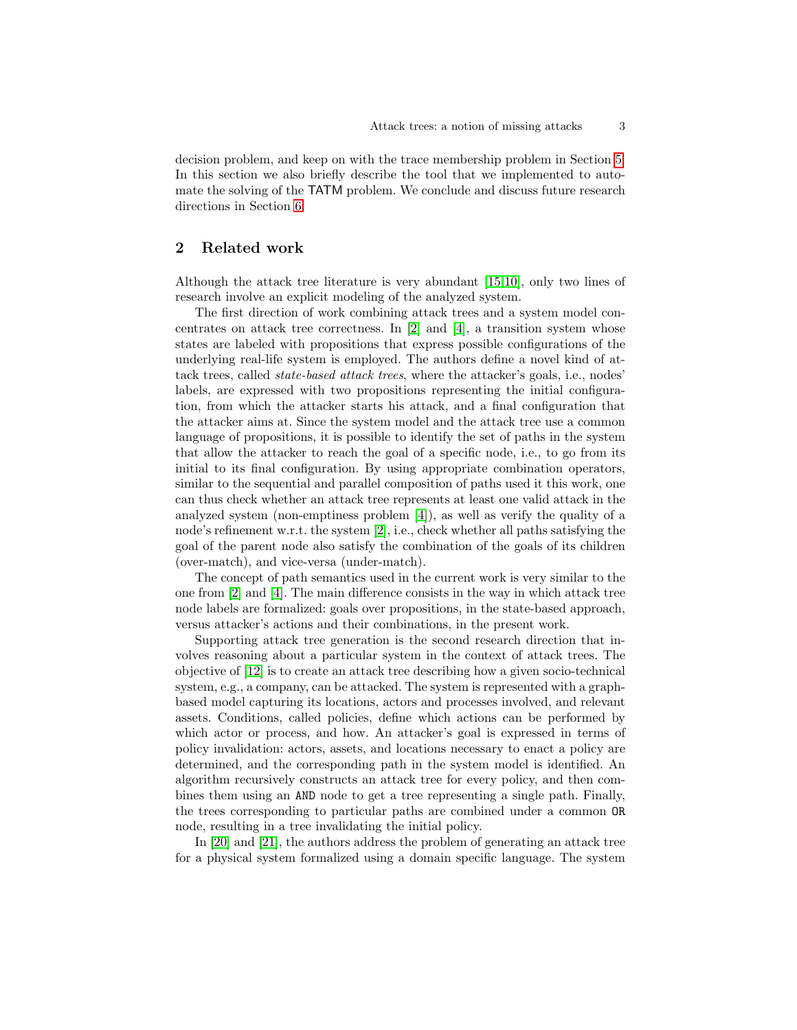decision problem, and keep on with the trace membership problem in Section 5. In this section we also briefly describe the tool that we implemented to automate the solving of the TATM problem. We conclude and discuss future research directions in Section 6.

## 2 Related work

Although the attack tree literature is very abundant [15,10], only two lines of research involve an explicit modeling of the analyzed system.

The first direction of work combining attack trees and a system model concentrates on attack tree correctness. In [2] and [4], a transition system whose states are labeled with propositions that express possible configurations of the underlying real-life system is employed. The authors define a novel kind of attack trees, called *state-based attack trees*, where the attacker's goals, i.e., nodes' labels, are expressed with two propositions representing the initial configuration, from which the attacker starts his attack, and a final configuration that the attacker aims at. Since the system model and the attack tree use a common language of propositions, it is possible to identify the set of paths in the system that allow the attacker to reach the goal of a specific node, i.e., to go from its initial to its final configuration. By using appropriate combination operators, similar to the sequential and parallel composition of paths used it this work, one can thus check whether an attack tree represents at least one valid attack in the analyzed system (non-emptiness problem [4]), as well as verify the quality of a node's refinement w.r.t. the system [2], i.e., check whether all paths satisfying the goal of the parent node also satisfy the combination of the goals of its children (over-match), and vice-versa (under-match).

The concept of path semantics used in the current work is very similar to the one from [2] and [4]. The main difference consists in the way in which attack tree node labels are formalized: goals over propositions, in the state-based approach, versus attacker's actions and their combinations, in the present work.

Supporting attack tree generation is the second research direction that involves reasoning about a particular system in the context of attack trees. The objective of [12] is to create an attack tree describing how a given socio-technical system, e.g., a company, can be attacked. The system is represented with a graph-based model capturing its locations, actors and processes involved, and relevant assets. Conditions, called policies, define which actions can be performed by which actor or process, and how. An attacker's goal is expressed in terms of policy invalidation: actors, assets, and locations necessary to enact a policy are determined, and the corresponding path in the system model is identified. An algorithm recursively constructs an attack tree for every policy, and then combines them using an `AND` node to get a tree representing a single path. Finally, the trees corresponding to particular paths are combined under a common `OR` node, resulting in a tree invalidating the initial policy.

In [20] and [21], the authors address the problem of generating an attack tree for a physical system formalized using a domain specific language. The system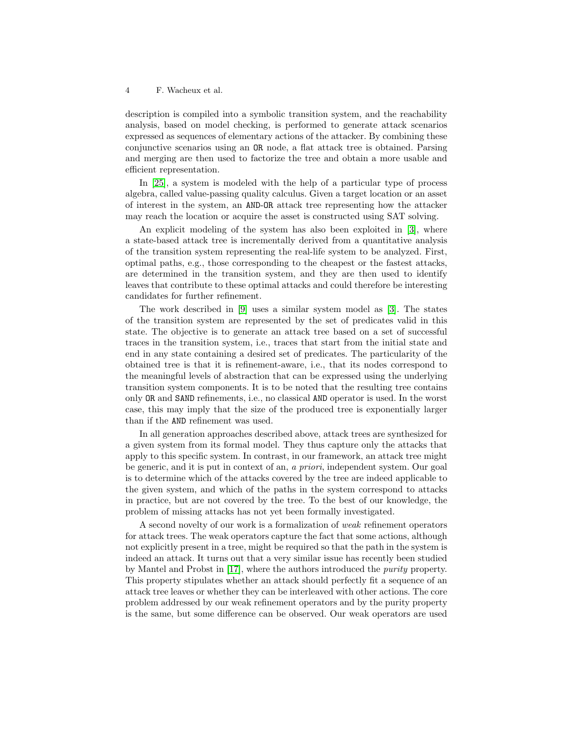description is compiled into a symbolic transition system, and the reachability analysis, based on model checking, is performed to generate attack scenarios expressed as sequences of elementary actions of the attacker. By combining these conjunctive scenarios using an `OR` node, a flat attack tree is obtained. Parsing and merging are then used to factorize the tree and obtain a more usable and efficient representation.

In [25], a system is modeled with the help of a particular type of process algebra, called value-passing quality calculus. Given a target location or an asset of interest in the system, an `AND`-`OR` attack tree representing how the attacker may reach the location or acquire the asset is constructed using SAT solving.

An explicit modeling of the system has also been exploited in [3], where a state-based attack tree is incrementally derived from a quantitative analysis of the transition system representing the real-life system to be analyzed. First, optimal paths, e.g., those corresponding to the cheapest or the fastest attacks, are determined in the transition system, and they are then used to identify leaves that contribute to these optimal attacks and could therefore be interesting candidates for further refinement.

The work described in [9] uses a similar system model as [3]. The states of the transition system are represented by the set of predicates valid in this state. The objective is to generate an attack tree based on a set of successful traces in the transition system, i.e., traces that start from the initial state and end in any state containing a desired set of predicates. The particularity of the obtained tree is that it is refinement-aware, i.e., that its nodes correspond to the meaningful levels of abstraction that can be expressed using the underlying transition system components. It is to be noted that the resulting tree contains only `OR` and `SAND` refinements, i.e., no classical `AND` operator is used. In the worst case, this may imply that the size of the produced tree is exponentially larger than if the `AND` refinement was used.

In all generation approaches described above, attack trees are synthesized for a given system from its formal model. They thus capture only the attacks that apply to this specific system. In contrast, in our framework, an attack tree might be generic, and it is put in context of an, *a priori*, independent system. Our goal is to determine which of the attacks covered by the tree are indeed applicable to the given system, and which of the paths in the system correspond to attacks in practice, but are not covered by the tree. To the best of our knowledge, the problem of missing attacks has not yet been formally investigated.

A second novelty of our work is a formalization of *weak* refinement operators for attack trees. The weak operators capture the fact that some actions, although not explicitly present in a tree, might be required so that the path in the system is indeed an attack. It turns out that a very similar issue has recently been studied by Mantel and Probst in [17], where the authors introduced the *purity* property. This property stipulates whether an attack should perfectly fit a sequence of an attack tree leaves or whether they can be interleaved with other actions. The core problem addressed by our weak refinement operators and by the purity property is the same, but some difference can be observed. Our weak operators are used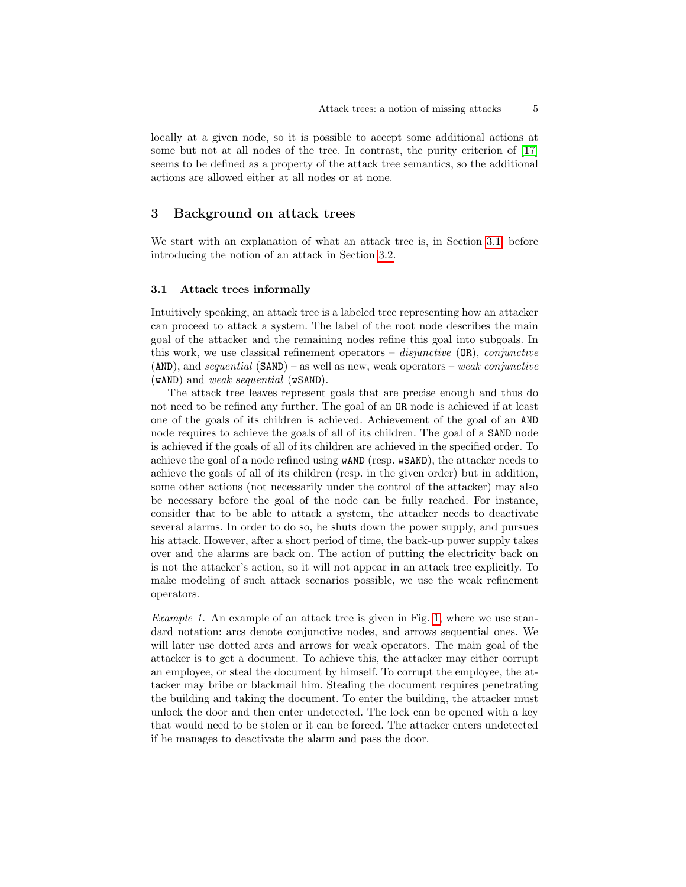locally at a given node, so it is possible to accept some additional actions at some but not at all nodes of the tree. In contrast, the purity criterion of [17] seems to be defined as a property of the attack tree semantics, so the additional actions are allowed either at all nodes or at none.

## 3 Background on attack trees

We start with an explanation of what an attack tree is, in Section 3.1, before introducing the notion of an attack in Section 3.2.

### 3.1 Attack trees informally

Intuitively speaking, an attack tree is a labeled tree representing how an attacker can proceed to attack a system. The label of the root node describes the main goal of the attacker and the remaining nodes refine this goal into subgoals. In this work, we use classical refinement operators – *disjunctive* (`OR`), *conjunctive* (`AND`), and *sequential* (`SAND`) – as well as new, weak operators – *weak conjunctive* (`wAND`) and *weak sequential* (`wSAND`).

The attack tree leaves represent goals that are precise enough and thus do not need to be refined any further. The goal of an `OR` node is achieved if at least one of the goals of its children is achieved. Achievement of the goal of an `AND` node requires to achieve the goals of all of its children. The goal of a `SAND` node is achieved if the goals of all of its children are achieved in the specified order. To achieve the goal of a node refined using `wAND` (resp. `wSAND`), the attacker needs to achieve the goals of all of its children (resp. in the given order) but in addition, some other actions (not necessarily under the control of the attacker) may also be necessary before the goal of the node can be fully reached. For instance, consider that to be able to attack a system, the attacker needs to deactivate several alarms. In order to do so, he shuts down the power supply, and pursues his attack. However, after a short period of time, the back-up power supply takes over and the alarms are back on. The action of putting the electricity back on is not the attacker's action, so it will not appear in an attack tree explicitly. To make modeling of such attack scenarios possible, we use the weak refinement operators.

*Example 1.* An example of an attack tree is given in Fig. 1, where we use standard notation: arcs denote conjunctive nodes, and arrows sequential ones. We will later use dotted arcs and arrows for weak operators. The main goal of the attacker is to get a document. To achieve this, the attacker may either corrupt an employee, or steal the document by himself. To corrupt the employee, the attacker may bribe or blackmail him. Stealing the document requires penetrating the building and taking the document. To enter the building, the attacker must unlock the door and then enter undetected. The lock can be opened with a key that would need to be stolen or it can be forced. The attacker enters undetected if he manages to deactivate the alarm and pass the door.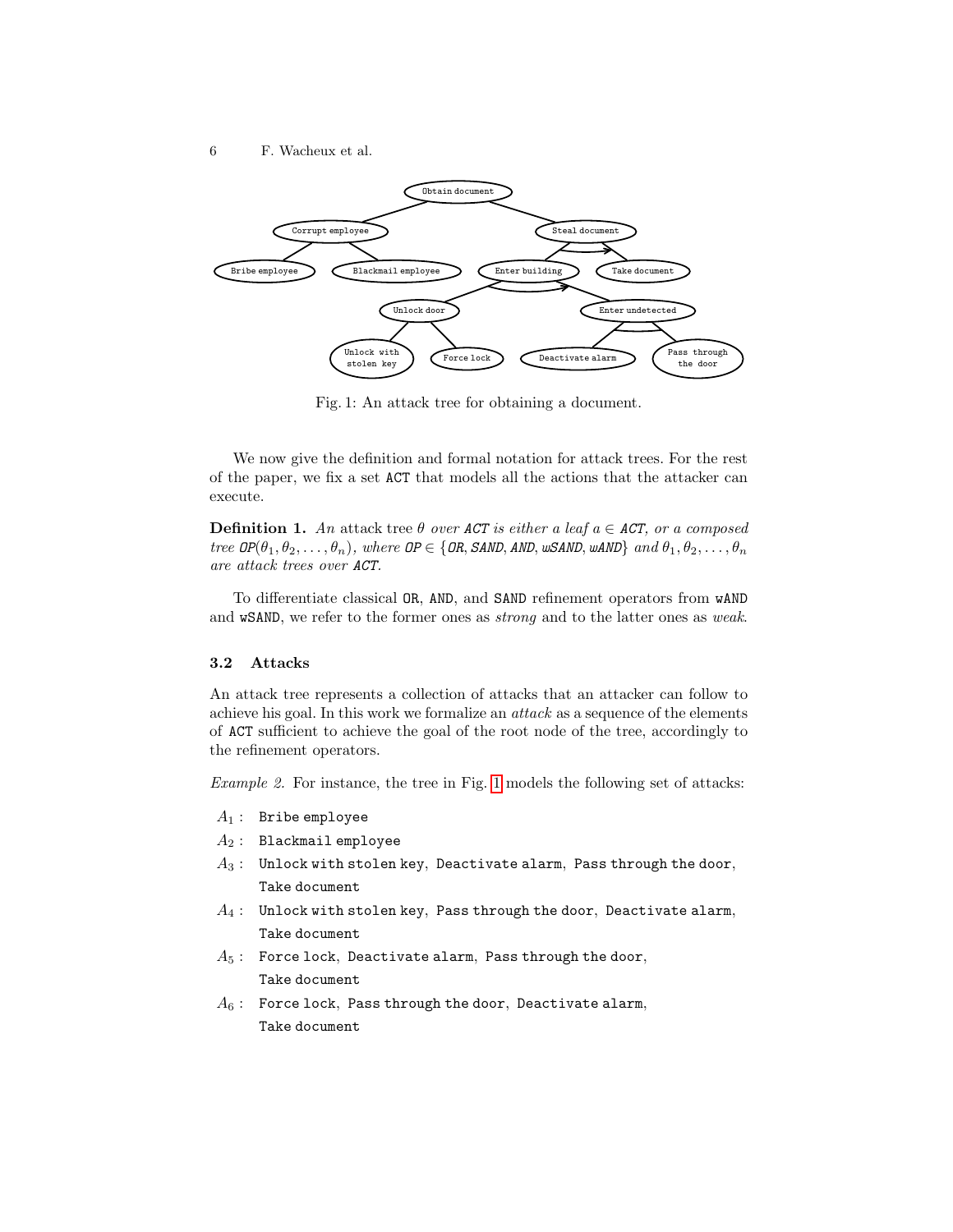Fig. 1: An attack tree for obtaining a document.

We now give the definition and formal notation for attack trees. For the rest of the paper, we fix a set ACT that models all the actions that the attacker can execute.

**Definition 1.** *An* attack tree $\theta$ *over ACT is either a leaf* $a \in$ *ACT, or a composed tree* $\texttt{OP}(\theta_1, \theta_2, \ldots, \theta_n)$*, where* $\texttt{OP} \in \{\texttt{OR}, \texttt{SAND}, \texttt{AND}, \texttt{wSAND}, \texttt{wAND}\}$ *and* $\theta_1, \theta_2, \ldots, \theta_n$ *are attack trees over ACT.*

To differentiate classical OR, AND, and SAND refinement operators from wAND and wSAND, we refer to the former ones as *strong* and to the latter ones as *weak*.

### 3.2 Attacks

An attack tree represents a collection of attacks that an attacker can follow to achieve his goal. In this work we formalize an *attack* as a sequence of the elements of ACT sufficient to achieve the goal of the root node of the tree, accordingly to the refinement operators.

*Example 2.* For instance, the tree in Fig. 1 models the following set of attacks:

- $A_1$ : Bribe employee
- $A_2$ : Blackmail employee
- $A_3$ : Unlock with stolen key, Deactivate alarm, Pass through the door, Take document
- $A_4$ : Unlock with stolen key, Pass through the door, Deactivate alarm, Take document
- $A_5$ : Force lock, Deactivate alarm, Pass through the door, Take document
- $A_6$ : Force lock, Pass through the door, Deactivate alarm, Take document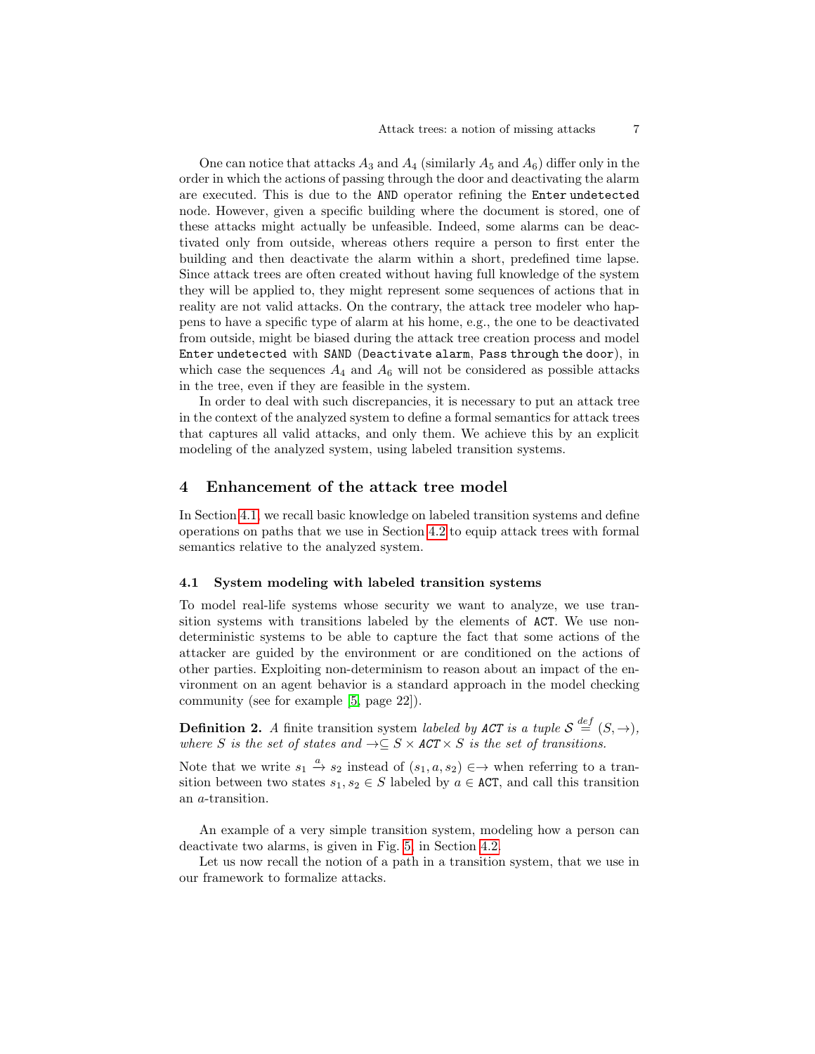One can notice that attacks $A_3$ and $A_4$ (similarly $A_5$ and $A_6$) differ only in the order in which the actions of passing through the door and deactivating the alarm are executed. This is due to the `AND` operator refining the `Enter undetected` node. However, given a specific building where the document is stored, one of these attacks might actually be unfeasible. Indeed, some alarms can be deactivated only from outside, whereas others require a person to first enter the building and then deactivate the alarm within a short, predefined time lapse. Since attack trees are often created without having full knowledge of the system they will be applied to, they might represent some sequences of actions that in reality are not valid attacks. On the contrary, the attack tree modeler who happens to have a specific type of alarm at his home, e.g., the one to be deactivated from outside, might be biased during the attack tree creation process and model `Enter undetected` with `SAND` (`Deactivate alarm`, `Pass through the door`), in which case the sequences $A_4$ and $A_6$ will not be considered as possible attacks in the tree, even if they are feasible in the system.

In order to deal with such discrepancies, it is necessary to put an attack tree in the context of the analyzed system to define a formal semantics for attack trees that captures all valid attacks, and only them. We achieve this by an explicit modeling of the analyzed system, using labeled transition systems.

## 4 Enhancement of the attack tree model

In Section 4.1, we recall basic knowledge on labeled transition systems and define operations on paths that we use in Section 4.2 to equip attack trees with formal semantics relative to the analyzed system.

### 4.1 System modeling with labeled transition systems

To model real-life systems whose security we want to analyze, we use transition systems with transitions labeled by the elements of `ACT`. We use non-deterministic systems to be able to capture the fact that some actions of the attacker are guided by the environment or are conditioned on the actions of other parties. Exploiting non-determinism to reason about an impact of the environment on an agent behavior is a standard approach in the model checking community (see for example [5, page 22]).

**Definition 2.** *A finite transition system labeled by $\texttt{ACT}$ is a tuple $\mathcal{S} \overset{def}{=} (S, \rightarrow)$, where $S$ is the set of states and $\rightarrow \subseteq S \times \texttt{ACT} \times S$ is the set of transitions.*

Note that we write $s_1 \xrightarrow{a} s_2$ instead of $(s_1, a, s_2) \in \rightarrow$ when referring to a transition between two states $s_1, s_2 \in S$ labeled by $a \in \texttt{ACT}$, and call this transition an $a$-transition.

An example of a very simple transition system, modeling how a person can deactivate two alarms, is given in Fig. 5, in Section 4.2.

Let us now recall the notion of a path in a transition system, that we use in our framework to formalize attacks.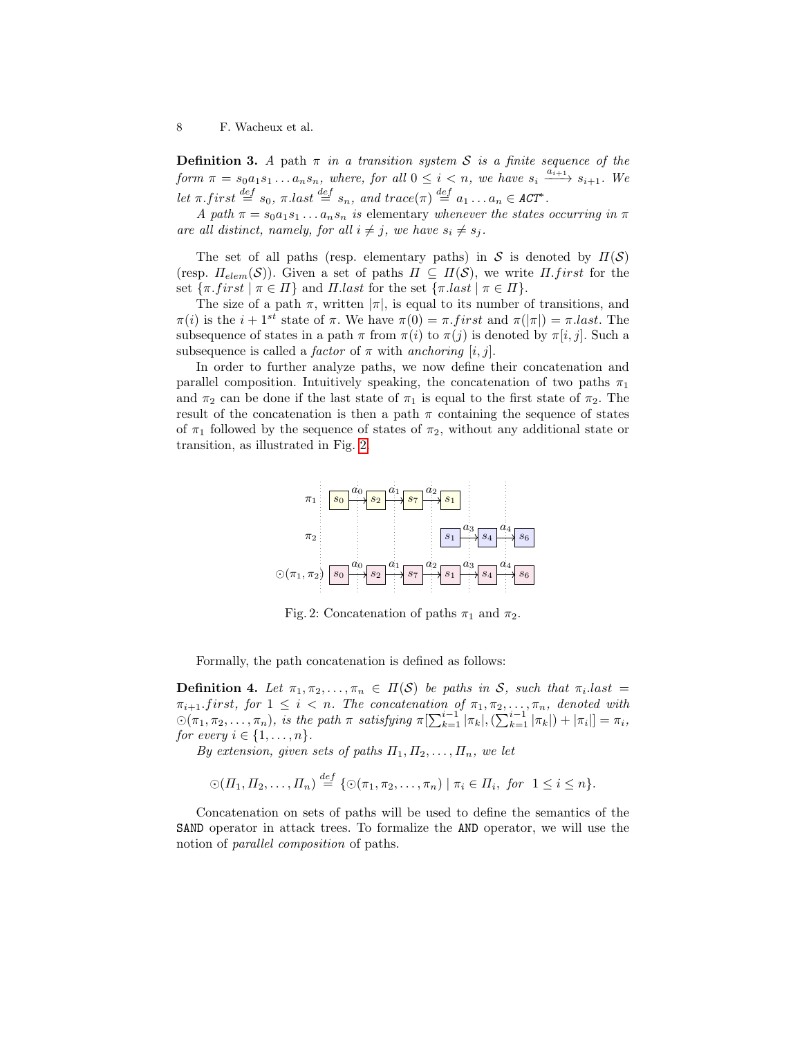**Definition 3.** *A* path $\pi$ *in a transition system* $\mathcal{S}$ *is a finite sequence of the form* $\pi = s_0 a_1 s_1 \dots a_n s_n$*, where, for all* $0 \leq i < n$*, we have* $s_i \xrightarrow{a_{i+1}} s_{i+1}$*. We let* $\pi.first \stackrel{def}{=} s_0$*,* $\pi.last \stackrel{def}{=} s_n$*, and* $trace(\pi) \stackrel{def}{=} a_1 \dots a_n \in \mathtt{ACT}^*$*.*

*A path* $\pi = s_0 a_1 s_1 \dots a_n s_n$ *is* elementary *whenever the states occurring in* $\pi$ *are all distinct, namely, for all* $i \neq j$*, we have* $s_i \neq s_j$*.*

The set of all paths (resp. elementary paths) in $\mathcal{S}$ is denoted by $\Pi(\mathcal{S})$ (resp. $\Pi_{elem}(\mathcal{S})$). Given a set of paths $\Pi \subseteq \Pi(\mathcal{S})$, we write $\Pi.first$ for the set $\{\pi.first \mid \pi \in \Pi\}$ and $\Pi.last$ for the set $\{\pi.last \mid \pi \in \Pi\}$.

The size of a path $\pi$, written $|\pi|$, is equal to its number of transitions, and $\pi(i)$ is the $i+1^{st}$ state of $\pi$. We have $\pi(0) = \pi.first$ and $\pi(|\pi|) = \pi.last$. The subsequence of states in a path $\pi$ from $\pi(i)$ to $\pi(j)$ is denoted by $\pi[i,j]$. Such a subsequence is called a *factor* of $\pi$ with *anchoring* $[i,j]$.

In order to further analyze paths, we now define their concatenation and parallel composition. Intuitively speaking, the concatenation of two paths $\pi_1$ and $\pi_2$ can be done if the last state of $\pi_1$ is equal to the first state of $\pi_2$. The result of the concatenation is then a path $\pi$ containing the sequence of states of $\pi_1$ followed by the sequence of states of $\pi_2$, without any additional state or transition, as illustrated in Fig. 2.

Fig. 2: Concatenation of paths $\pi_1$ and $\pi_2$.

Formally, the path concatenation is defined as follows:

**Definition 4.** *Let* $\pi_1, \pi_2, \dots, \pi_n \in \Pi(\mathcal{S})$ *be paths in* $\mathcal{S}$*, such that* $\pi_i.last = \pi_{i+1}.first$*, for* $1 \leq i < n$*. The concatenation of* $\pi_1, \pi_2, \dots, \pi_n$*, denoted with* $\odot(\pi_1, \pi_2, \dots, \pi_n)$*, is the path* $\pi$ *satisfying* $\pi[\sum_{k=1}^{i-1} |\pi_k|, (\sum_{k=1}^{i-1} |\pi_k|) + |\pi_i|] = \pi_i$*, for every* $i \in \{1, \dots, n\}$*.*

*By extension, given sets of paths* $\Pi_1, \Pi_2, \dots, \Pi_n$*, we let*

$$\odot(\Pi_1, \Pi_2, \dots, \Pi_n) \stackrel{def}{=} \{\odot(\pi_1, \pi_2, \dots, \pi_n) \mid \pi_i \in \Pi_i, \text{ for } 1 \leq i \leq n\}.$$

Concatenation on sets of paths will be used to define the semantics of the `SAND` operator in attack trees. To formalize the `AND` operator, we will use the notion of *parallel composition* of paths.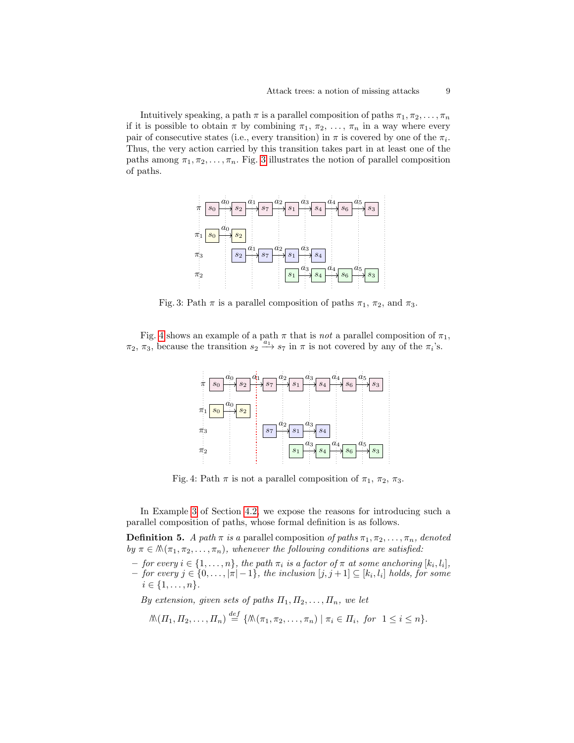Intuitively speaking, a path $\pi$ is a parallel composition of paths $\pi_1, \pi_2, \ldots, \pi_n$ if it is possible to obtain $\pi$ by combining $\pi_1$, $\pi_2$, ..., $\pi_n$ in a way where every pair of consecutive states (i.e., every transition) in $\pi$ is covered by one of the $\pi_i$. Thus, the very action carried by this transition takes part in at least one of the paths among $\pi_1, \pi_2, \ldots, \pi_n$. Fig. 3 illustrates the notion of parallel composition of paths.

Fig. 3: Path $\pi$ is a parallel composition of paths $\pi_1$, $\pi_2$, and $\pi_3$.

Fig. 4 shows an example of a path $\pi$ that is *not* a parallel composition of $\pi_1$, $\pi_2$, $\pi_3$, because the transition $s_2 \xrightarrow{a_1} s_7$ in $\pi$ is not covered by any of the $\pi_i$'s.

Fig. 4: Path $\pi$ is not a parallel composition of $\pi_1$, $\pi_2$, $\pi_3$.

In Example 3 of Section 4.2, we expose the reasons for introducing such a parallel composition of paths, whose formal definition is as follows.

**Definition 5.** *A path $\pi$ is a* parallel composition *of paths $\pi_1, \pi_2, \ldots, \pi_n$, denoted by $\pi \in \bigwedge\!\!\!\!\bigwedge(\pi_1, \pi_2, \ldots, \pi_n)$, whenever the following conditions are satisfied:*

- *for every $i \in \{1, \ldots, n\}$, the path $\pi_i$ is a factor of $\pi$ at some anchoring $[k_i, l_i]$,*
- *for every $j \in \{0, \ldots, |\pi|-1\}$, the inclusion $[j, j+1] \subseteq [k_i, l_i]$ holds, for some $i \in \{1, \ldots, n\}$.*

*By extension, given sets of paths $\Pi_1, \Pi_2, \ldots, \Pi_n$, we let*

$$\bigwedge\!\!\!\!\bigwedge(\Pi_1, \Pi_2, \ldots, \Pi_n) \stackrel{def}{=} \{\bigwedge\!\!\!\!\bigwedge(\pi_1, \pi_2, \ldots, \pi_n) \mid \pi_i \in \Pi_i,\ for\ \ 1 \leq i \leq n\}.$$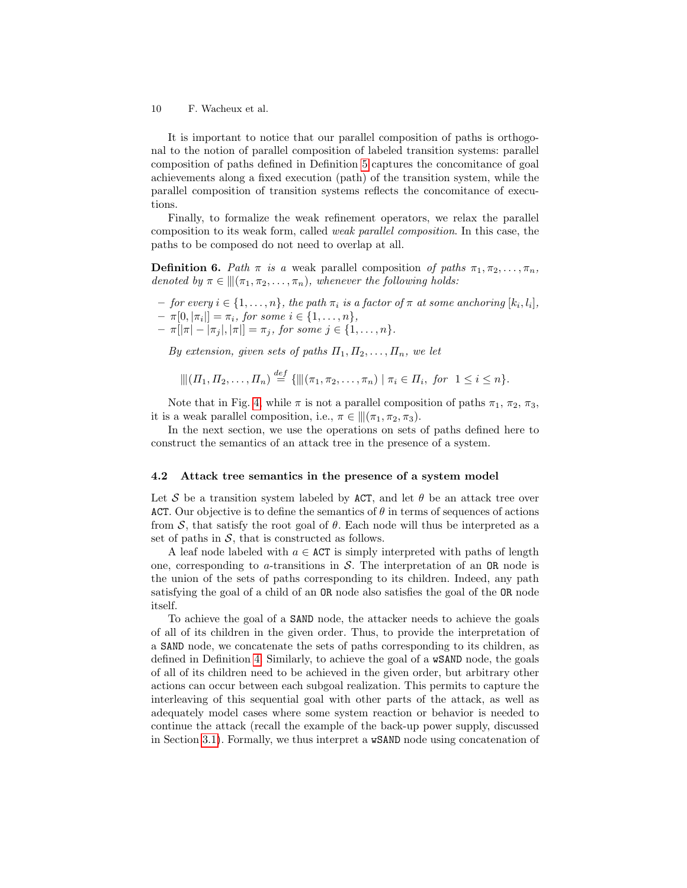It is important to notice that our parallel composition of paths is orthogonal to the notion of parallel composition of labeled transition systems: parallel composition of paths defined in Definition 5 captures the concomitance of goal achievements along a fixed execution (path) of the transition system, while the parallel composition of transition systems reflects the concomitance of executions.

Finally, to formalize the weak refinement operators, we relax the parallel composition to its weak form, called *weak parallel composition*. In this case, the paths to be composed do not need to overlap at all.

**Definition 6.** *Path $\pi$ is a* weak parallel composition *of paths $\pi_1, \pi_2, \ldots, \pi_n$, denoted by $\pi \in \mathbin{|\!|\!|}(\pi_1, \pi_2, \ldots, \pi_n)$, whenever the following holds:*

- *for every $i \in \{1, \ldots, n\}$, the path $\pi_i$ is a factor of $\pi$ at some anchoring $[k_i, l_i]$,*
- *$\pi[0, |\pi_i|] = \pi_i$, for some $i \in \{1, \ldots, n\}$,*
- *$\pi[|\pi| - |\pi_j|, |\pi|] = \pi_j$, for some $j \in \{1, \ldots, n\}$.*

*By extension, given sets of paths $\Pi_1, \Pi_2, \ldots, \Pi_n$, we let*

$$\mathbin{|\!|\!|}(\Pi_1, \Pi_2, \ldots, \Pi_n) \stackrel{def}{=} \{\mathbin{|\!|\!|}(\pi_1, \pi_2, \ldots, \pi_n) \mid \pi_i \in \Pi_i, \ for \ \ 1 \leq i \leq n\}.$$

Note that in Fig. 4, while $\pi$ is not a parallel composition of paths $\pi_1$, $\pi_2$, $\pi_3$, it is a weak parallel composition, i.e., $\pi \in \mathbin{|\!|\!|}(\pi_1, \pi_2, \pi_3)$.

In the next section, we use the operations on sets of paths defined here to construct the semantics of an attack tree in the presence of a system.

### 4.2 Attack tree semantics in the presence of a system model

Let $\mathcal{S}$ be a transition system labeled by ACT, and let $\theta$ be an attack tree over ACT. Our objective is to define the semantics of $\theta$ in terms of sequences of actions from $\mathcal{S}$, that satisfy the root goal of $\theta$. Each node will thus be interpreted as a set of paths in $\mathcal{S}$, that is constructed as follows.

A leaf node labeled with $a \in$ ACT is simply interpreted with paths of length one, corresponding to $a$-transitions in $\mathcal{S}$. The interpretation of an OR node is the union of the sets of paths corresponding to its children. Indeed, any path satisfying the goal of a child of an OR node also satisfies the goal of the OR node itself.

To achieve the goal of a SAND node, the attacker needs to achieve the goals of all of its children in the given order. Thus, to provide the interpretation of a SAND node, we concatenate the sets of paths corresponding to its children, as defined in Definition 4. Similarly, to achieve the goal of a wSAND node, the goals of all of its children need to be achieved in the given order, but arbitrary other actions can occur between each subgoal realization. This permits to capture the interleaving of this sequential goal with other parts of the attack, as well as adequately model cases where some system reaction or behavior is needed to continue the attack (recall the example of the back-up power supply, discussed in Section 3.1). Formally, we thus interpret a wSAND node using concatenation of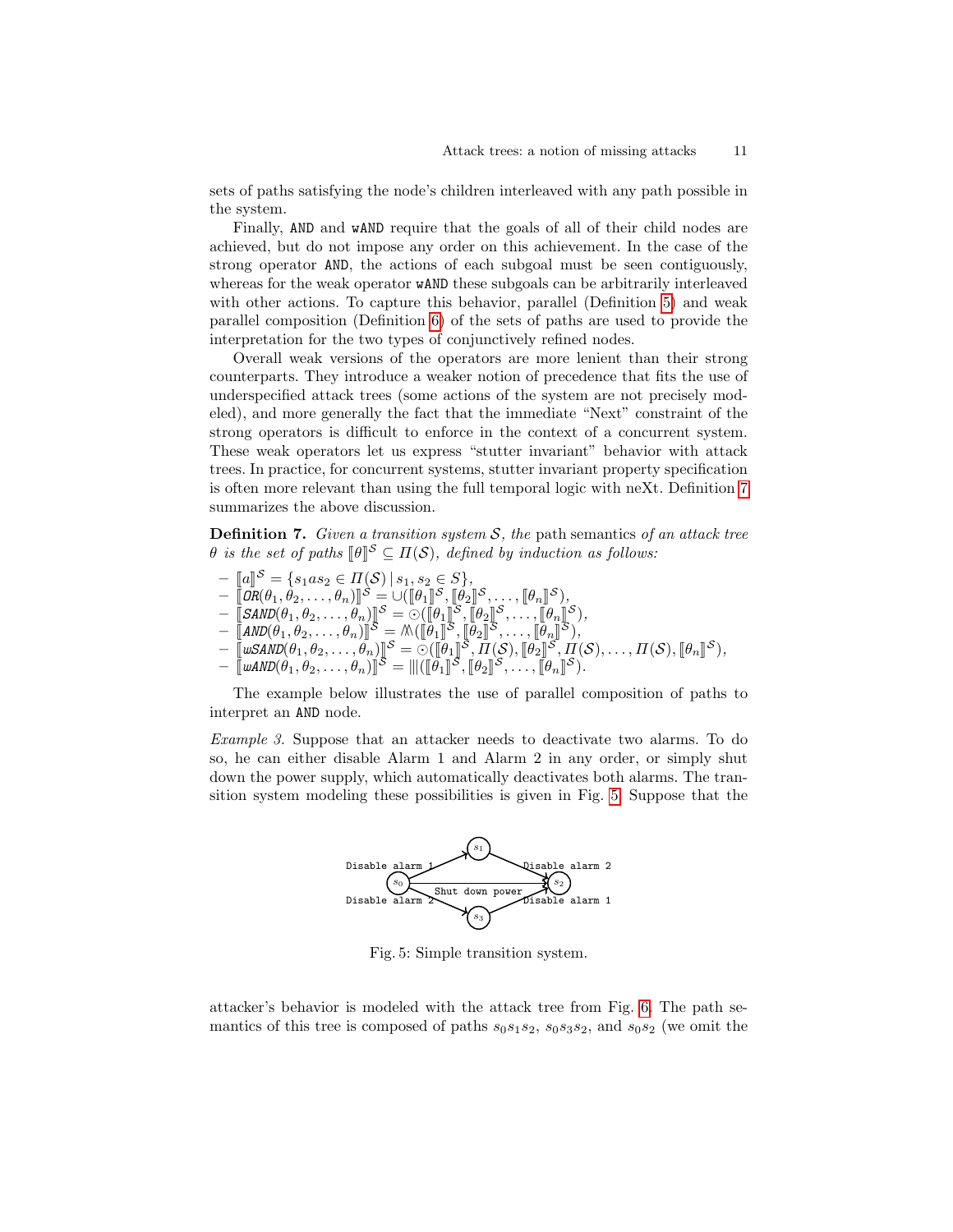sets of paths satisfying the node's children interleaved with any path possible in the system.

Finally, AND and wAND require that the goals of all of their child nodes are achieved, but do not impose any order on this achievement. In the case of the strong operator AND, the actions of each subgoal must be seen contiguously, whereas for the weak operator wAND these subgoals can be arbitrarily interleaved with other actions. To capture this behavior, parallel (Definition 5) and weak parallel composition (Definition 6) of the sets of paths are used to provide the interpretation for the two types of conjunctively refined nodes.

Overall weak versions of the operators are more lenient than their strong counterparts. They introduce a weaker notion of precedence that fits the use of underspecified attack trees (some actions of the system are not precisely modeled), and more generally the fact that the immediate "Next" constraint of the strong operators is difficult to enforce in the context of a concurrent system. These weak operators let us express "stutter invariant" behavior with attack trees. In practice, for concurrent systems, stutter invariant property specification is often more relevant than using the full temporal logic with neXt. Definition 7 summarizes the above discussion.

**Definition 7.** *Given a transition system $\mathcal{S}$, the* path semantics *of an attack tree $\theta$ is the set of paths $[\![\theta]\!]^{\mathcal{S}} \subseteq \Pi(\mathcal{S})$, defined by induction as follows:*

- $[\![a]\!]^{\mathcal{S}} = \{s_1 a s_2 \in \Pi(\mathcal{S}) \mid s_1, s_2 \in S\}$,
- $[\![\mathtt{OR}(\theta_1, \theta_2, \ldots, \theta_n)]\!]^{\mathcal{S}} = \cup([\![\theta_1]\!]^{\mathcal{S}}, [\![\theta_2]\!]^{\mathcal{S}}, \ldots, [\![\theta_n]\!]^{\mathcal{S}})$,
- $[\![\mathtt{SAND}(\theta_1, \theta_2, \ldots, \theta_n)]\!]^{\mathcal{S}} = \odot([\![\theta_1]\!]^{\mathcal{S}}, [\![\theta_2]\!]^{\mathcal{S}}, \ldots, [\![\theta_n]\!]^{\mathcal{S}})$,
- $[\![\mathtt{AND}(\theta_1, \theta_2, \ldots, \theta_n)]\!]^{\mathcal{S}} = \mathbin{/\!\!/\!\!\backslash}([\![\theta_1]\!]^{\mathcal{S}}, [\![\theta_2]\!]^{\mathcal{S}}, \ldots, [\![\theta_n]\!]^{\mathcal{S}})$,
- $[\![\mathtt{wSAND}(\theta_1, \theta_2, \ldots, \theta_n)]\!]^{\mathcal{S}} = \odot([\![\theta_1]\!]^{\mathcal{S}}, \Pi(\mathcal{S}), [\![\theta_2]\!]^{\mathcal{S}}, \Pi(\mathcal{S}), \ldots, \Pi(\mathcal{S}), [\![\theta_n]\!]^{\mathcal{S}})$,
- $[\![\mathtt{wAND}(\theta_1, \theta_2, \ldots, \theta_n)]\!]^{\mathcal{S}} = |||([\![\theta_1]\!]^{\mathcal{S}}, [\![\theta_2]\!]^{\mathcal{S}}, \ldots, [\![\theta_n]\!]^{\mathcal{S}})$.

The example below illustrates the use of parallel composition of paths to interpret an AND node.

*Example 3.* Suppose that an attacker needs to deactivate two alarms. To do so, he can either disable Alarm 1 and Alarm 2 in any order, or simply shut down the power supply, which automatically deactivates both alarms. The transition system modeling these possibilities is given in Fig. 5. Suppose that the

Fig. 5: Simple transition system.

attacker's behavior is modeled with the attack tree from Fig. 6. The path semantics of this tree is composed of paths $s_0 s_1 s_2$, $s_0 s_3 s_2$, and $s_0 s_2$ (we omit the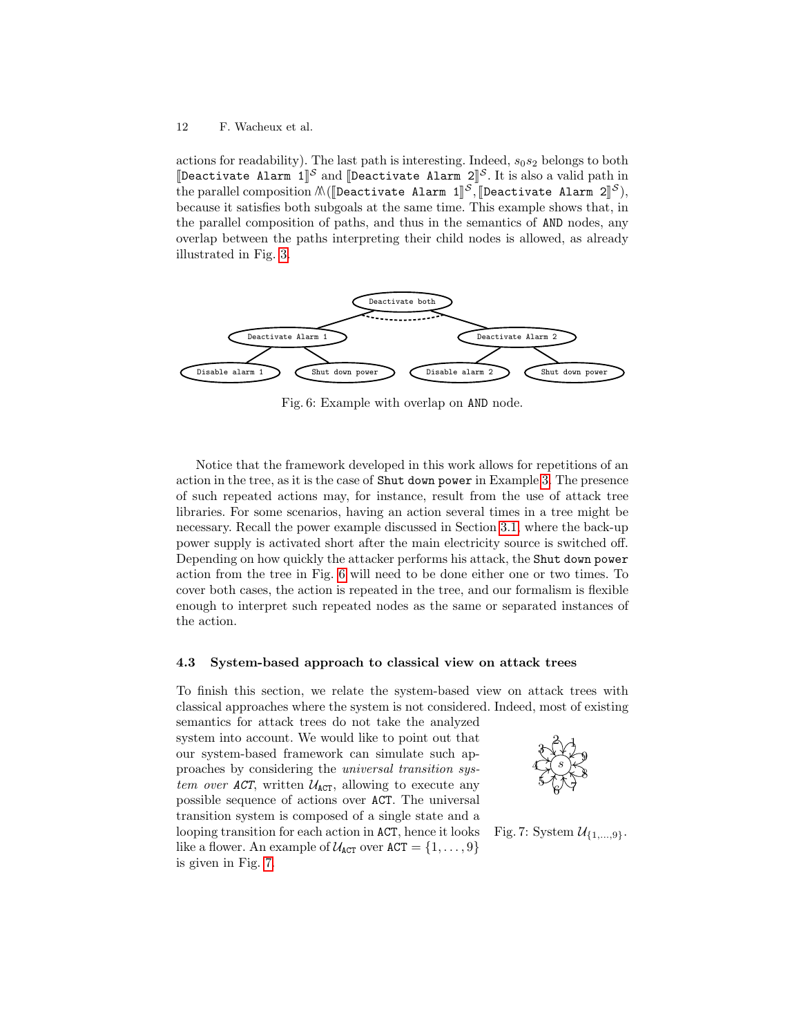actions for readability). The last path is interesting. Indeed, $s_0 s_2$ belongs to both $[\![\texttt{Deactivate Alarm 1}]\!]^{\mathcal{S}}$ and $[\![\texttt{Deactivate Alarm 2}]\!]^{\mathcal{S}}$. It is also a valid path in the parallel composition $\mathbin{/\!\!/\!\!\!\backslash}([\![\texttt{Deactivate Alarm 1}]\!]^{\mathcal{S}}, [\![\texttt{Deactivate Alarm 2}]\!]^{\mathcal{S}})$, because it satisfies both subgoals at the same time. This example shows that, in the parallel composition of paths, and thus in the semantics of AND nodes, any overlap between the paths interpreting their child nodes is allowed, as already illustrated in Fig. 3.

Fig. 6: Example with overlap on AND node.

Notice that the framework developed in this work allows for repetitions of an action in the tree, as it is the case of Shut down power in Example 3. The presence of such repeated actions may, for instance, result from the use of attack tree libraries. For some scenarios, having an action several times in a tree might be necessary. Recall the power example discussed in Section 3.1, where the back-up power supply is activated short after the main electricity source is switched off. Depending on how quickly the attacker performs his attack, the Shut down power action from the tree in Fig. 6 will need to be done either one or two times. To cover both cases, the action is repeated in the tree, and our formalism is flexible enough to interpret such repeated nodes as the same or separated instances of the action.

### 4.3 System-based approach to classical view on attack trees

To finish this section, we relate the system-based view on attack trees with classical approaches where the system is not considered. Indeed, most of existing semantics for attack trees do not take the analyzed system into account. We would like to point out that our system-based framework can simulate such approaches by considering the *universal transition system over ACT*, written $\mathcal{U}_{\texttt{ACT}}$, allowing to execute any possible sequence of actions over ACT. The universal transition system is composed of a single state and a looping transition for each action in ACT, hence it looks like a flower. An example of $\mathcal{U}_{\texttt{ACT}}$ over $\texttt{ACT} = \{1, \ldots, 9\}$ is given in Fig. 7.

Fig. 7: System $\mathcal{U}_{\{1,\ldots,9\}}$.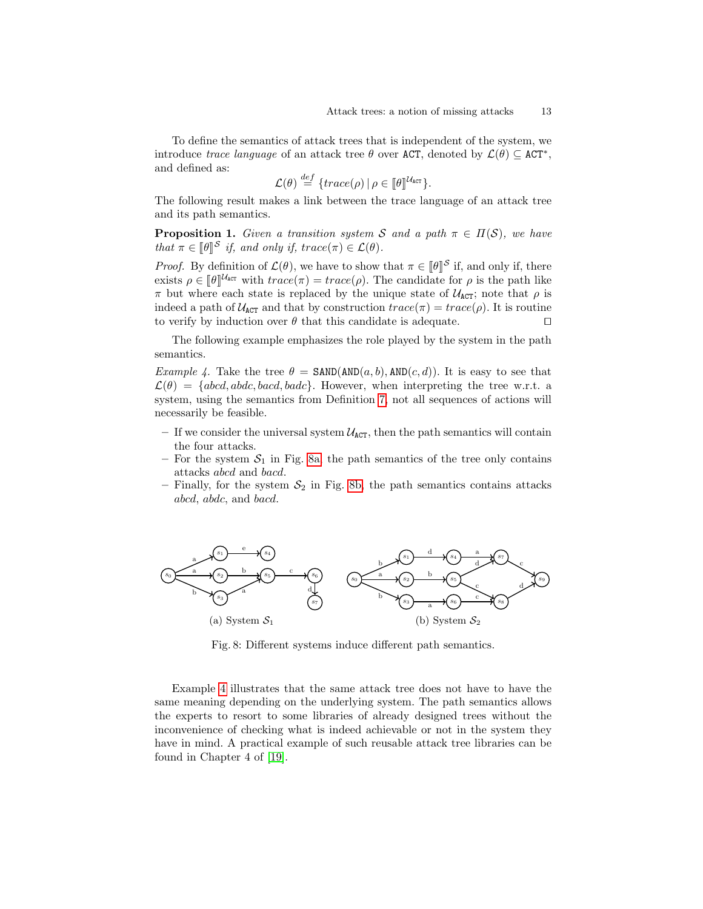To define the semantics of attack trees that is independent of the system, we introduce *trace language* of an attack tree $\theta$ over $\mathtt{ACT}$, denoted by $\mathcal{L}(\theta) \subseteq \mathtt{ACT}^*$, and defined as:

$$\mathcal{L}(\theta) \stackrel{def}{=} \{trace(\rho) \mid \rho \in [\![\theta]\!]^{\mathcal{U}_{\mathtt{ACT}}}\}.$$

The following result makes a link between the trace language of an attack tree and its path semantics.

**Proposition 1.** *Given a transition system $\mathcal{S}$ and a path $\pi \in \Pi(\mathcal{S})$, we have that $\pi \in [\![\theta]\!]^{\mathcal{S}}$ if, and only if, $trace(\pi) \in \mathcal{L}(\theta)$.*

*Proof.* By definition of $\mathcal{L}(\theta)$, we have to show that $\pi \in [\![\theta]\!]^{\mathcal{S}}$ if, and only if, there exists $\rho \in [\![\theta]\!]^{\mathcal{U}_{\mathtt{ACT}}}$ with $trace(\pi) = trace(\rho)$. The candidate for $\rho$ is the path like $\pi$ but where each state is replaced by the unique state of $\mathcal{U}_{\mathtt{ACT}}$; note that $\rho$ is indeed a path of $\mathcal{U}_{\mathtt{ACT}}$ and that by construction $trace(\pi) = trace(\rho)$. It is routine to verify by induction over $\theta$ that this candidate is adequate. ◻

The following example emphasizes the role played by the system in the path semantics.

*Example 4.* Take the tree $\theta = \mathtt{SAND}(\mathtt{AND}(a, b), \mathtt{AND}(c, d))$. It is easy to see that $\mathcal{L}(\theta) = \{abcd, abdc, bacd, badc\}$. However, when interpreting the tree w.r.t. a system, using the semantics from Definition 7, not all sequences of actions will necessarily be feasible.

- If we consider the universal system $\mathcal{U}_{\mathtt{ACT}}$, then the path semantics will contain the four attacks.
- For the system $\mathcal{S}_1$ in Fig. 8a, the path semantics of the tree only contains attacks *abcd* and *bacd*.
- Finally, for the system $\mathcal{S}_2$ in Fig. 8b, the path semantics contains attacks *abcd*, *abdc*, and *bacd*.

(a) System $\mathcal{S}_1$ (b) System $\mathcal{S}_2$

Fig. 8: Different systems induce different path semantics.

Example 4 illustrates that the same attack tree does not have to have the same meaning depending on the underlying system. The path semantics allows the experts to resort to some libraries of already designed trees without the inconvenience of checking what is indeed achievable or not in the system they have in mind. A practical example of such reusable attack tree libraries can be found in Chapter 4 of [19].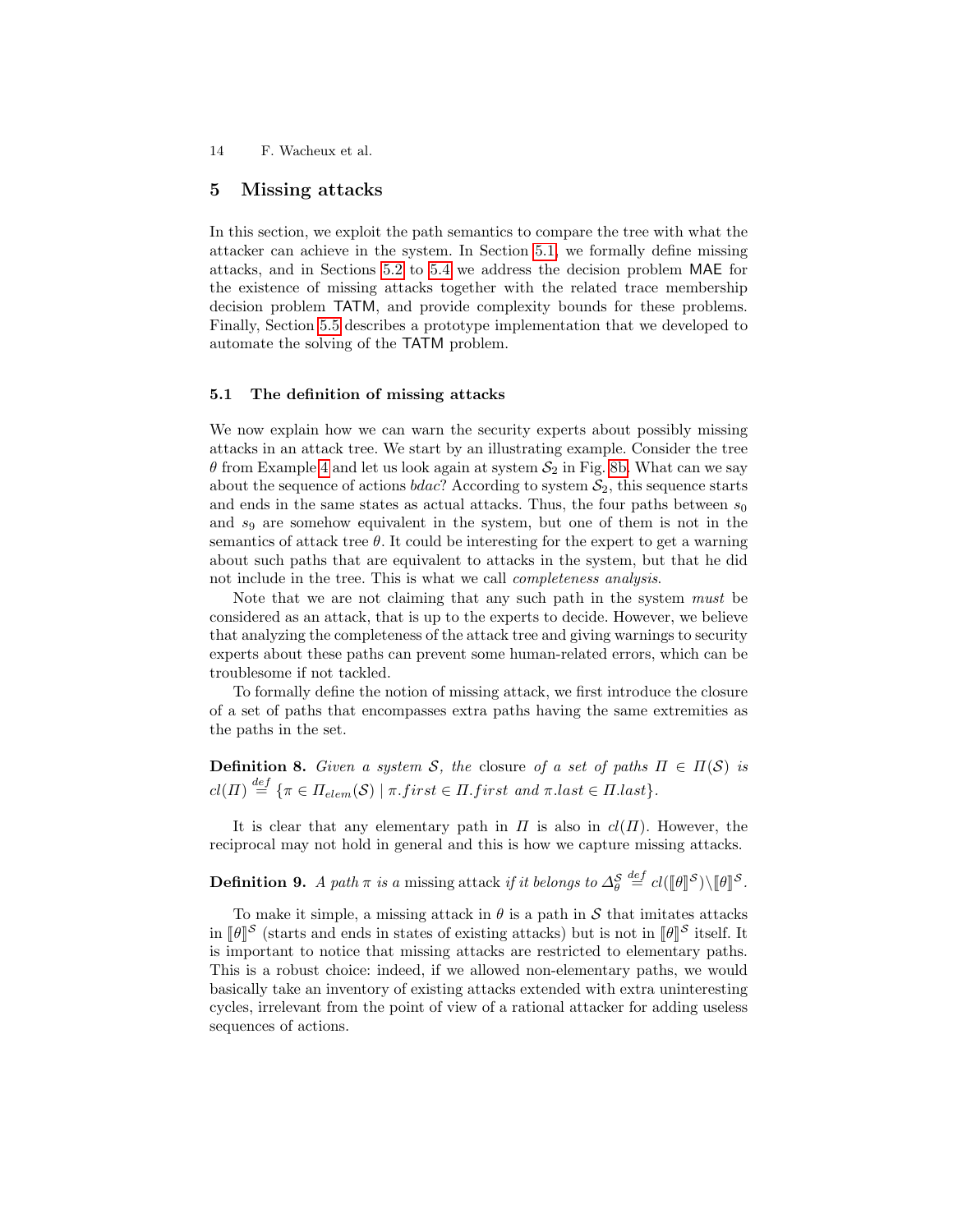## 5 Missing attacks

In this section, we exploit the path semantics to compare the tree with what the attacker can achieve in the system. In Section 5.1, we formally define missing attacks, and in Sections 5.2 to 5.4 we address the decision problem MAE for the existence of missing attacks together with the related trace membership decision problem TATM, and provide complexity bounds for these problems. Finally, Section 5.5 describes a prototype implementation that we developed to automate the solving of the TATM problem.

### 5.1 The definition of missing attacks

We now explain how we can warn the security experts about possibly missing attacks in an attack tree. We start by an illustrating example. Consider the tree $\theta$ from Example 4 and let us look again at system $\mathcal{S}_2$ in Fig. 8b. What can we say about the sequence of actions *bdac*? According to system $\mathcal{S}_2$, this sequence starts and ends in the same states as actual attacks. Thus, the four paths between $s_0$ and $s_9$ are somehow equivalent in the system, but one of them is not in the semantics of attack tree $\theta$. It could be interesting for the expert to get a warning about such paths that are equivalent to attacks in the system, but that he did not include in the tree. This is what we call *completeness analysis*.

Note that we are not claiming that any such path in the system *must* be considered as an attack, that is up to the experts to decide. However, we believe that analyzing the completeness of the attack tree and giving warnings to security experts about these paths can prevent some human-related errors, which can be troublesome if not tackled.

To formally define the notion of missing attack, we first introduce the closure of a set of paths that encompasses extra paths having the same extremities as the paths in the set.

**Definition 8.** *Given a system $\mathcal{S}$, the* closure *of a set of paths $\Pi \in \Pi(\mathcal{S})$ is* $cl(\Pi) \stackrel{def}{=} \{\pi \in \Pi_{elem}(\mathcal{S}) \mid \pi.first \in \Pi.first \text{ and } \pi.last \in \Pi.last\}$.

It is clear that any elementary path in $\Pi$ is also in $cl(\Pi)$. However, the reciprocal may not hold in general and this is how we capture missing attacks.

**Definition 9.** *A path $\pi$ is a* missing attack *if it belongs to* $\Delta_\theta^{\mathcal{S}} \stackrel{def}{=} cl(\llbracket\theta\rrbracket^{\mathcal{S}}) \setminus \llbracket\theta\rrbracket^{\mathcal{S}}$.

To make it simple, a missing attack in $\theta$ is a path in $\mathcal{S}$ that imitates attacks in $\llbracket\theta\rrbracket^{\mathcal{S}}$ (starts and ends in states of existing attacks) but is not in $\llbracket\theta\rrbracket^{\mathcal{S}}$ itself. It is important to notice that missing attacks are restricted to elementary paths. This is a robust choice: indeed, if we allowed non-elementary paths, we would basically take an inventory of existing attacks extended with extra uninteresting cycles, irrelevant from the point of view of a rational attacker for adding useless sequences of actions.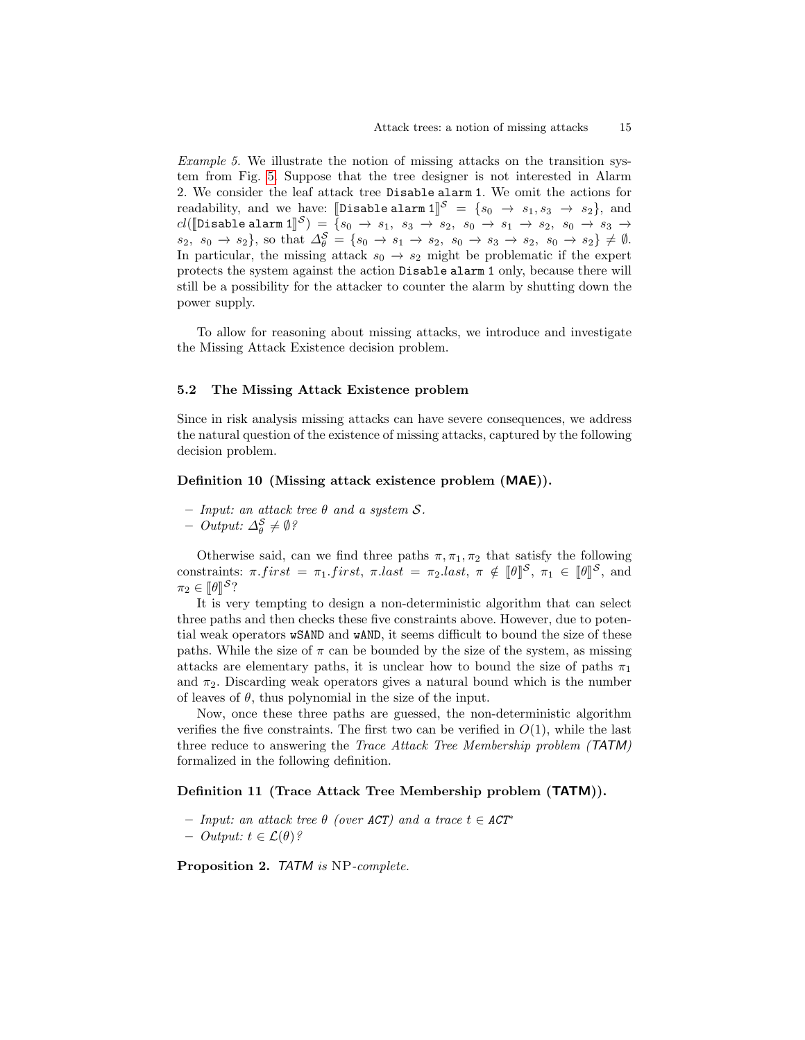*Example 5.* We illustrate the notion of missing attacks on the transition system from Fig. 5. Suppose that the tree designer is not interested in Alarm 2. We consider the leaf attack tree `Disable alarm 1`. We omit the actions for readability, and we have: $[\![\texttt{Disable alarm 1}]\!]^{\mathcal{S}} = \{s_0 \to s_1, s_3 \to s_2\}$, and $cl([\![\texttt{Disable alarm 1}]\!]^{\mathcal{S}}) = \{s_0 \to s_1,\ s_3 \to s_2,\ s_0 \to s_1 \to s_2,\ s_0 \to s_3 \to s_2,\ s_0 \to s_2\}$, so that $\Delta_\theta^{\mathcal{S}} = \{s_0 \to s_1 \to s_2,\ s_0 \to s_3 \to s_2,\ s_0 \to s_2\} \neq \emptyset$. In particular, the missing attack $s_0 \to s_2$ might be problematic if the expert protects the system against the action `Disable alarm 1` only, because there will still be a possibility for the attacker to counter the alarm by shutting down the power supply.

To allow for reasoning about missing attacks, we introduce and investigate the Missing Attack Existence decision problem.

### 5.2 The Missing Attack Existence problem

Since in risk analysis missing attacks can have severe consequences, we address the natural question of the existence of missing attacks, captured by the following decision problem.

**Definition 10 (Missing attack existence problem (MAE)).**

- *Input: an attack tree $\theta$ and a system $\mathcal{S}$.*
- *Output: $\Delta_\theta^{\mathcal{S}} \neq \emptyset$?*

Otherwise said, can we find three paths $\pi, \pi_1, \pi_2$ that satisfy the following constraints: $\pi.first = \pi_1.first$, $\pi.last = \pi_2.last$, $\pi \notin [\![\theta]\!]^{\mathcal{S}}$, $\pi_1 \in [\![\theta]\!]^{\mathcal{S}}$, and $\pi_2 \in [\![\theta]\!]^{\mathcal{S}}$?

It is very tempting to design a non-deterministic algorithm that can select three paths and then checks these five constraints above. However, due to potential weak operators `wSAND` and `wAND`, it seems difficult to bound the size of these paths. While the size of $\pi$ can be bounded by the size of the system, as missing attacks are elementary paths, it is unclear how to bound the size of paths $\pi_1$ and $\pi_2$. Discarding weak operators gives a natural bound which is the number of leaves of $\theta$, thus polynomial in the size of the input.

Now, once these three paths are guessed, the non-deterministic algorithm verifies the five constraints. The first two can be verified in $O(1)$, while the last three reduce to answering the *Trace Attack Tree Membership problem (TATM)* formalized in the following definition.

**Definition 11 (Trace Attack Tree Membership problem (TATM)).**

- *Input: an attack tree $\theta$ (over `ACT`) and a trace $t \in$ `ACT`$^*$*
- *Output: $t \in \mathcal{L}(\theta)$?*

**Proposition 2.** *TATM is* NP*-complete.*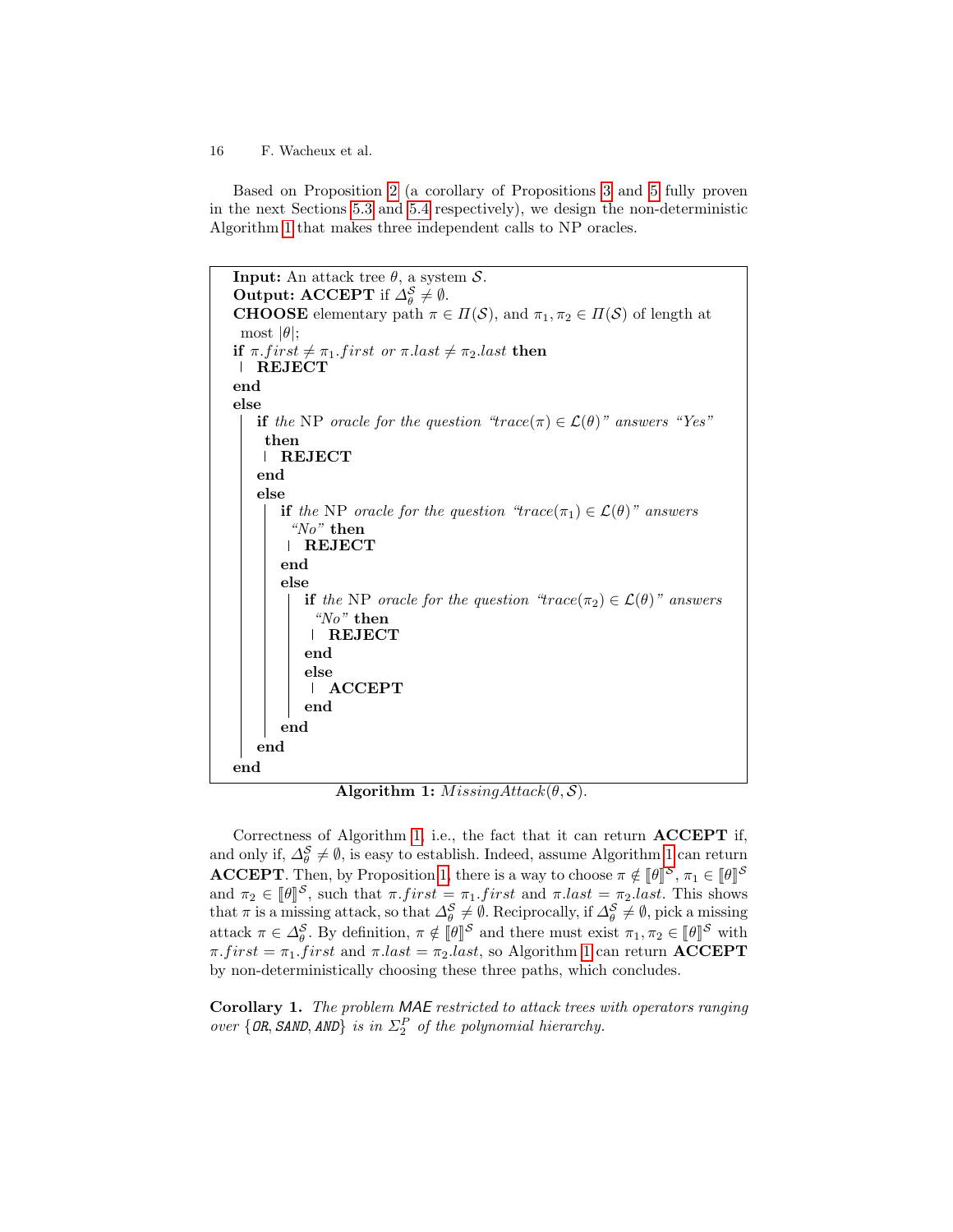Based on Proposition 2 (a corollary of Propositions 3 and 5 fully proven in the next Sections 5.3 and 5.4 respectively), we design the non-deterministic Algorithm 1 that makes three independent calls to NP oracles.

```
Input: An attack tree θ, a system S.
Output: ACCEPT if Δ_θ^S ≠ ∅.
CHOOSE elementary path π ∈ Π(S), and π1, π2 ∈ Π(S) of length at
  most |θ|;
if π.first ≠ π1.first or π.last ≠ π2.last then
  | REJECT
end
else
  | if the NP oracle for the question "trace(π) ∈ L(θ)" answers "Yes"
  |   then
  |   | REJECT
  | end
  | else
  |   | if the NP oracle for the question "trace(π1) ∈ L(θ)" answers
  |   |   "No" then
  |   |   | REJECT
  |   | end
  |   | else
  |   |   | if the NP oracle for the question "trace(π2) ∈ L(θ)" answers
  |   |   |   "No" then
  |   |   |   | REJECT
  |   |   | end
  |   |   | else
  |   |   |   | ACCEPT
  |   |   | end
  |   | end
  | end
end
```

**Algorithm 1:** $MissingAttack(\theta, \mathcal{S})$.

Correctness of Algorithm 1, i.e., the fact that it can return **ACCEPT** if, and only if, $\Delta_\theta^{\mathcal{S}} \neq \emptyset$, is easy to establish. Indeed, assume Algorithm 1 can return **ACCEPT**. Then, by Proposition 1, there is a way to choose $\pi \notin [\![\theta]\!]^{\mathcal{S}}$, $\pi_1 \in [\![\theta]\!]^{\mathcal{S}}$ and $\pi_2 \in [\![\theta]\!]^{\mathcal{S}}$, such that $\pi.first = \pi_1.first$ and $\pi.last = \pi_2.last$. This shows that $\pi$ is a missing attack, so that $\Delta_\theta^{\mathcal{S}} \neq \emptyset$. Reciprocally, if $\Delta_\theta^{\mathcal{S}} \neq \emptyset$, pick a missing attack $\pi \in \Delta_\theta^{\mathcal{S}}$. By definition, $\pi \notin [\![\theta]\!]^{\mathcal{S}}$ and there must exist $\pi_1, \pi_2 \in [\![\theta]\!]^{\mathcal{S}}$ with $\pi.first = \pi_1.first$ and $\pi.last = \pi_2.last$, so Algorithm 1 can return **ACCEPT** by non-deterministically choosing these three paths, which concludes.

**Corollary 1.** *The problem MAE restricted to attack trees with operators ranging over {OR, SAND, AND} is in $\Sigma_2^P$ of the polynomial hierarchy.*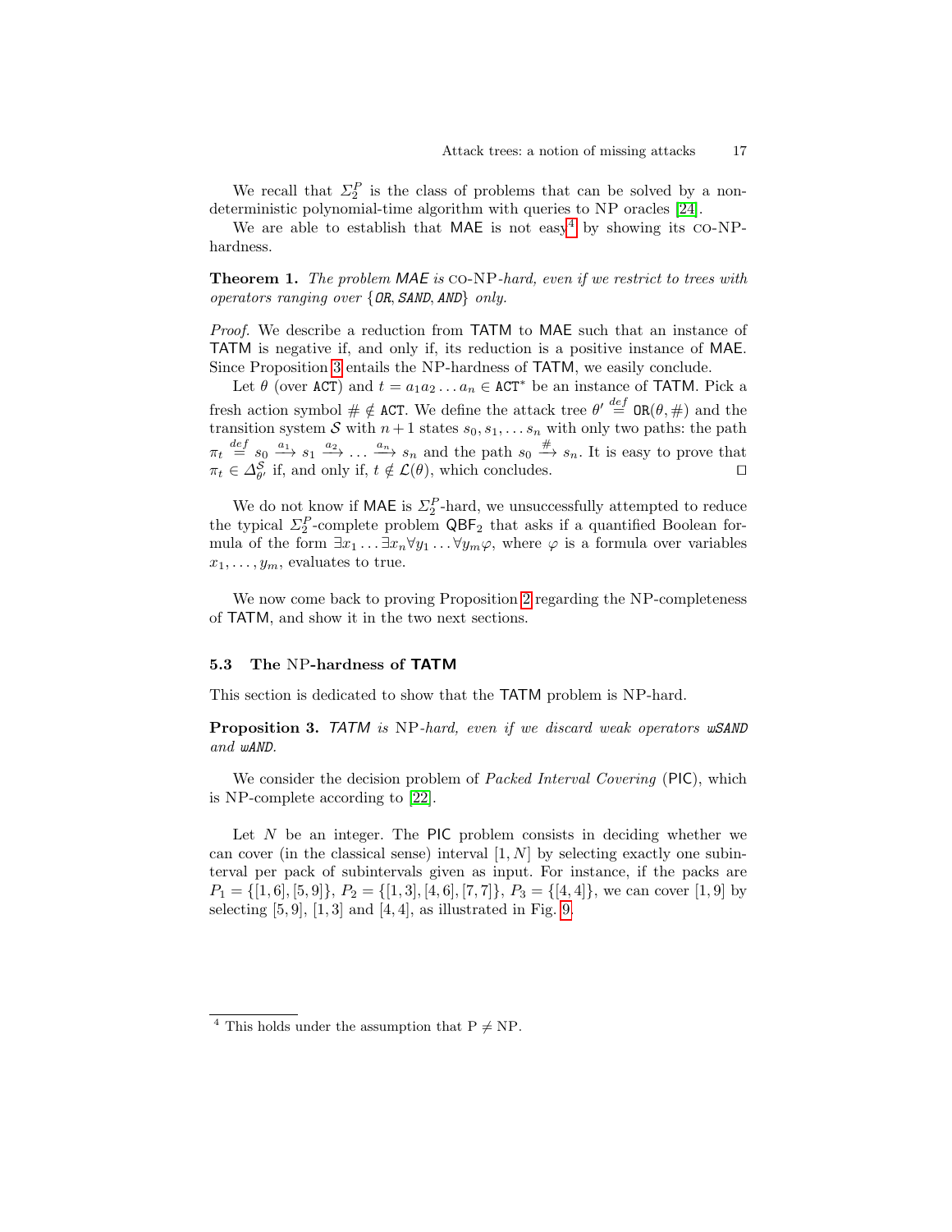We recall that $\Sigma_2^P$ is the class of problems that can be solved by a non-deterministic polynomial-time algorithm with queries to NP oracles [24].

We are able to establish that MAE is not easy[4] by showing its CO-NP-hardness.

**Theorem 1.** *The problem MAE is* CO-NP*-hard, even if we restrict to trees with operators ranging over* {OR, SAND, AND} *only.*

*Proof.* We describe a reduction from TATM to MAE such that an instance of TATM is negative if, and only if, its reduction is a positive instance of MAE. Since Proposition 3 entails the NP-hardness of TATM, we easily conclude.

Let $\theta$ (over $\texttt{ACT}$) and $t = a_1 a_2 \ldots a_n \in \texttt{ACT}^*$ be an instance of TATM. Pick a fresh action symbol $\# \notin \texttt{ACT}$. We define the attack tree $\theta' \stackrel{def}{=} \texttt{OR}(\theta, \#)$ and the transition system $\mathcal{S}$ with $n+1$ states $s_0, s_1, \ldots s_n$ with only two paths: the path $\pi_t \stackrel{def}{=} s_0 \xrightarrow{a_1} s_1 \xrightarrow{a_2} \ldots \xrightarrow{a_n} s_n$ and the path $s_0 \xrightarrow{\#} s_n$. It is easy to prove that $\pi_t \in \Delta_{\theta'}^{\mathcal{S}}$ if, and only if, $t \notin \mathcal{L}(\theta)$, which concludes. ◻

We do not know if MAE is $\Sigma_2^P$-hard, we unsuccessfully attempted to reduce the typical $\Sigma_2^P$-complete problem $\mathsf{QBF}_2$ that asks if a quantified Boolean formula of the form $\exists x_1 \ldots \exists x_n \forall y_1 \ldots \forall y_m \varphi$, where $\varphi$ is a formula over variables $x_1, \ldots, y_m$, evaluates to true.

We now come back to proving Proposition 2 regarding the NP-completeness of TATM, and show it in the two next sections.

### 5.3 The NP-hardness of TATM

This section is dedicated to show that the TATM problem is NP-hard.

**Proposition 3.** *TATM is* NP*-hard, even if we discard weak operators wSAND and wAND.*

We consider the decision problem of *Packed Interval Covering* (PIC), which is NP-complete according to [22].

Let $N$ be an integer. The PIC problem consists in deciding whether we can cover (in the classical sense) interval $[1, N]$ by selecting exactly one subinterval per pack of subintervals given as input. For instance, if the packs are $P_1 = \{[1,6],[5,9]\}$, $P_2 = \{[1,3],[4,6],[7,7]\}$, $P_3 = \{[4,4]\}$, we can cover $[1,9]$ by selecting $[5,9]$, $[1,3]$ and $[4,4]$, as illustrated in Fig. 9.

---

[4] This holds under the assumption that P $\neq$ NP.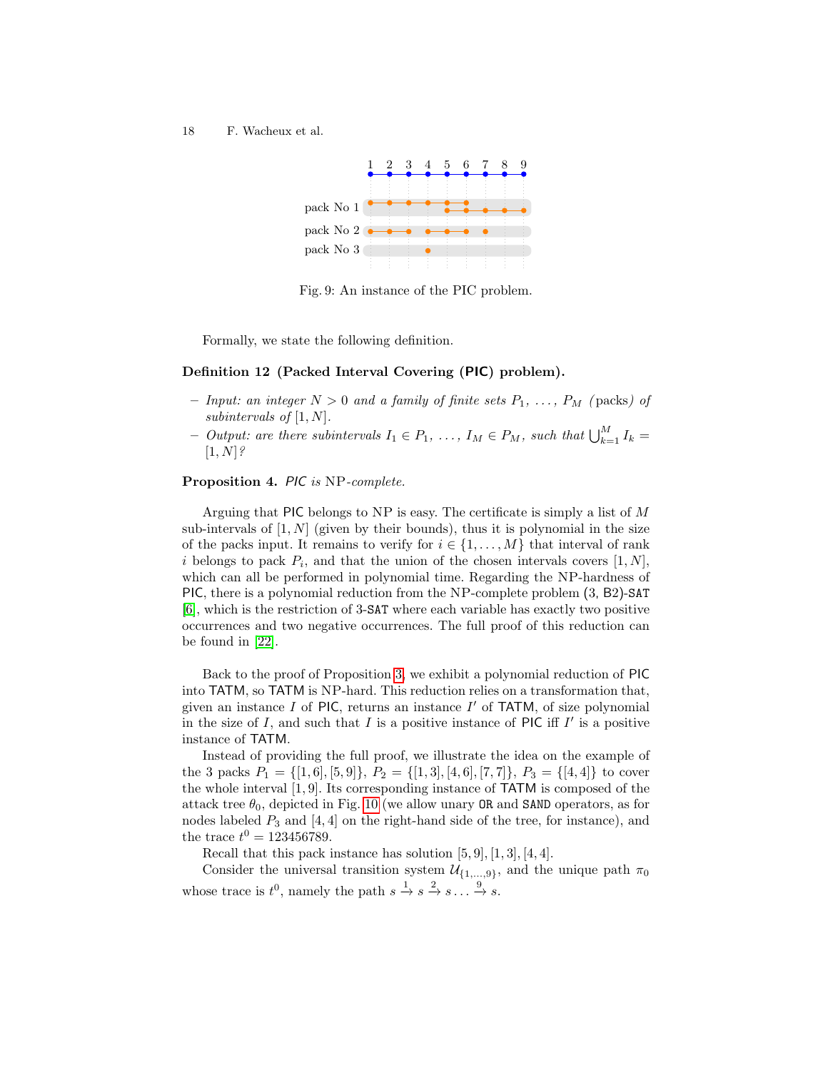Fig. 9: An instance of the PIC problem.

Formally, we state the following definition.

**Definition 12 (Packed Interval Covering (PIC) problem).**

- *Input: an integer $N > 0$ and a family of finite sets $P_1, \ldots, P_M$ (*packs*) of subintervals of $[1, N]$.*
- *Output: are there subintervals $I_1 \in P_1, \ldots, I_M \in P_M$, such that $\bigcup_{k=1}^{M} I_k = [1, N]$?*

**Proposition 4.** *PIC is* NP*-complete.*

Arguing that PIC belongs to NP is easy. The certificate is simply a list of $M$ sub-intervals of $[1, N]$ (given by their bounds), thus it is polynomial in the size of the packs input. It remains to verify for $i \in \{1, \ldots, M\}$ that interval of rank $i$ belongs to pack $P_i$, and that the union of the chosen intervals covers $[1, N]$, which can all be performed in polynomial time. Regarding the NP-hardness of PIC, there is a polynomial reduction from the NP-complete problem (3, B2)-SAT [6], which is the restriction of 3-SAT where each variable has exactly two positive occurrences and two negative occurrences. The full proof of this reduction can be found in [22].

Back to the proof of Proposition 3, we exhibit a polynomial reduction of PIC into TATM, so TATM is NP-hard. This reduction relies on a transformation that, given an instance $I$ of PIC, returns an instance $I'$ of TATM, of size polynomial in the size of $I$, and such that $I$ is a positive instance of PIC iff $I'$ is a positive instance of TATM.

Instead of providing the full proof, we illustrate the idea on the example of the 3 packs $P_1 = \{[1, 6], [5, 9]\}$, $P_2 = \{[1, 3], [4, 6], [7, 7]\}$, $P_3 = \{[4, 4]\}$ to cover the whole interval $[1, 9]$. Its corresponding instance of TATM is composed of the attack tree $\theta_0$, depicted in Fig. 10 (we allow unary `OR` and `SAND` operators, as for nodes labeled $P_3$ and $[4, 4]$ on the right-hand side of the tree, for instance), and the trace $t^0 = 123456789$.

Recall that this pack instance has solution $[5, 9], [1, 3], [4, 4]$.

Consider the universal transition system $\mathcal{U}_{\{1,\ldots,9\}}$, and the unique path $\pi_0$ whose trace is $t^0$, namely the path $s \xrightarrow{1} s \xrightarrow{2} s \ldots \xrightarrow{9} s$.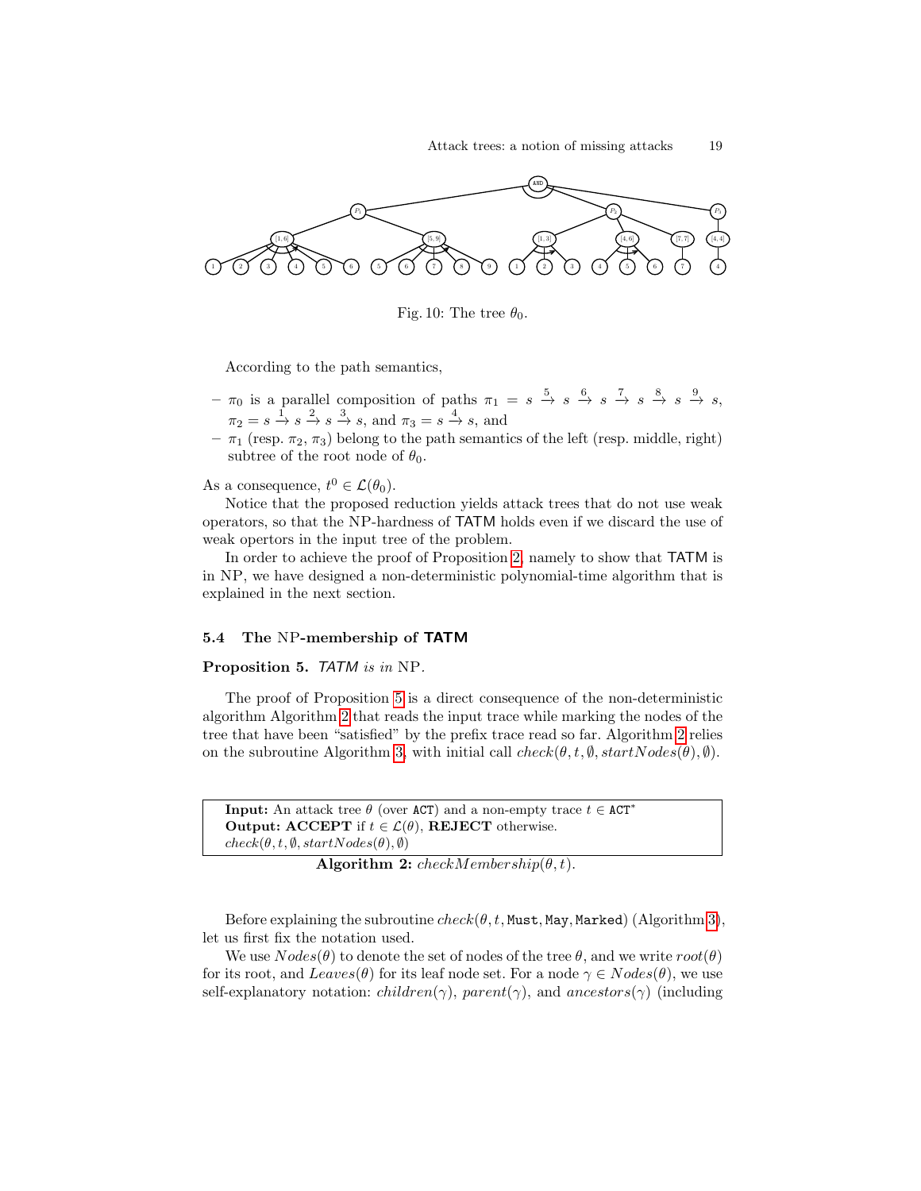Fig. 10: The tree $\theta_0$.

According to the path semantics,

- $\pi_0$ is a parallel composition of paths $\pi_1 = s \xrightarrow{5} s \xrightarrow{6} s \xrightarrow{7} s \xrightarrow{8} s \xrightarrow{9} s$, $\pi_2 = s \xrightarrow{1} s \xrightarrow{2} s \xrightarrow{3} s$, and $\pi_3 = s \xrightarrow{4} s$, and
- $\pi_1$ (resp. $\pi_2$, $\pi_3$) belong to the path semantics of the left (resp. middle, right) subtree of the root node of $\theta_0$.

As a consequence, $t^0 \in \mathcal{L}(\theta_0)$.

Notice that the proposed reduction yields attack trees that do not use weak operators, so that the NP-hardness of TATM holds even if we discard the use of weak opertors in the input tree of the problem.

In order to achieve the proof of Proposition 2, namely to show that TATM is in NP, we have designed a non-deterministic polynomial-time algorithm that is explained in the next section.

### 5.4 The NP-membership of TATM

**Proposition 5.** *TATM is in* NP.

The proof of Proposition 5 is a direct consequence of the non-deterministic algorithm Algorithm 2 that reads the input trace while marking the nodes of the tree that have been "satisfied" by the prefix trace read so far. Algorithm 2 relies on the subroutine Algorithm 3, with initial call $check(\theta, t, \emptyset, startNodes(\theta), \emptyset)$.

**Input:** An attack tree $\theta$ (over ACT) and a non-empty trace $t \in \texttt{ACT}^*$
**Output: ACCEPT** if $t \in \mathcal{L}(\theta)$, **REJECT** otherwise.
$check(\theta, t, \emptyset, startNodes(\theta), \emptyset)$

**Algorithm 2:** $checkMembership(\theta, t)$.

Before explaining the subroutine $check(\theta, t, \texttt{Must}, \texttt{May}, \texttt{Marked})$ (Algorithm 3), let us first fix the notation used.

We use $Nodes(\theta)$ to denote the set of nodes of the tree $\theta$, and we write $root(\theta)$ for its root, and $Leaves(\theta)$ for its leaf node set. For a node $\gamma \in Nodes(\theta)$, we use self-explanatory notation: $children(\gamma)$, $parent(\gamma)$, and $ancestors(\gamma)$ (including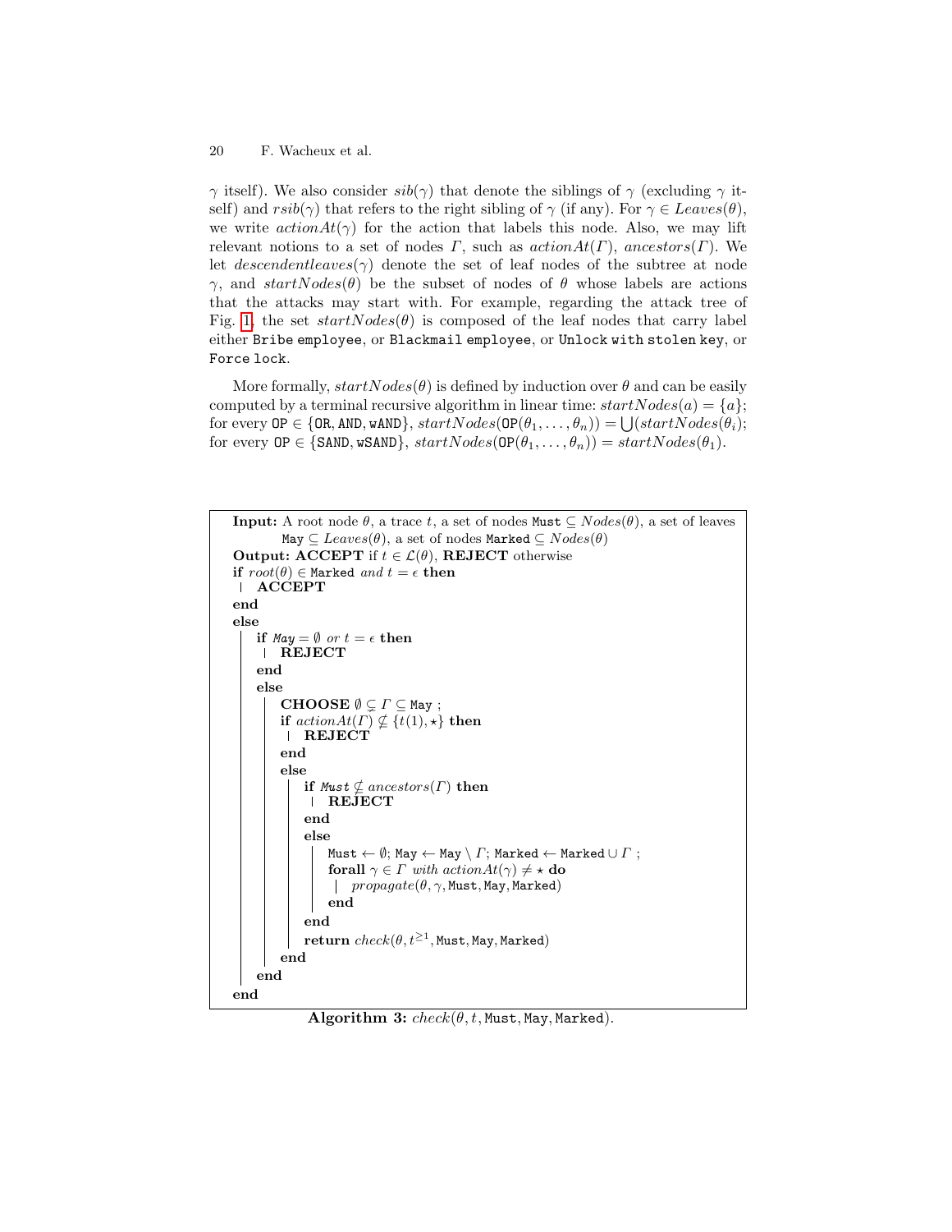$\gamma$ itself). We also consider $sib(\gamma)$ that denote the siblings of $\gamma$ (excluding $\gamma$ itself) and $rsib(\gamma)$ that refers to the right sibling of $\gamma$ (if any). For $\gamma \in Leaves(\theta)$, we write $actionAt(\gamma)$ for the action that labels this node. Also, we may lift relevant notions to a set of nodes $\Gamma$, such as $actionAt(\Gamma)$, $ancestors(\Gamma)$. We let $descendentleaves(\gamma)$ denote the set of leaf nodes of the subtree at node $\gamma$, and $startNodes(\theta)$ be the subset of nodes of $\theta$ whose labels are actions that the attacks may start with. For example, regarding the attack tree of Fig. 1, the set $startNodes(\theta)$ is composed of the leaf nodes that carry label either `Bribe employee`, or `Blackmail employee`, or `Unlock with stolen key`, or `Force lock`.

More formally, $startNodes(\theta)$ is defined by induction over $\theta$ and can be easily computed by a terminal recursive algorithm in linear time: $startNodes(a) = \{a\}$; for every $\texttt{OP} \in \{\texttt{OR}, \texttt{AND}, \texttt{wAND}\}$, $startNodes(\texttt{OP}(\theta_1, \ldots, \theta_n)) = \bigcup(startNodes(\theta_i)$; for every $\texttt{OP} \in \{\texttt{SAND}, \texttt{wSAND}\}$, $startNodes(\texttt{OP}(\theta_1, \ldots, \theta_n)) = startNodes(\theta_1)$.

```
Input: A root node θ, a trace t, a set of nodes Must ⊆ Nodes(θ), a set of leaves
       May ⊆ Leaves(θ), a set of nodes Marked ⊆ Nodes(θ)
Output: ACCEPT if t ∈ L(θ), REJECT otherwise
if root(θ) ∈ Marked and t = ϵ then
  | ACCEPT
end
else
    if May = ∅ or t = ϵ then
      | REJECT
    end
    else
        CHOOSE ∅ ⊊ Γ ⊆ May ;
        if actionAt(Γ) ⊈ {t(1), ⋆} then
          | REJECT
        end
        else
            if Must ⊈ ancestors(Γ) then
              | REJECT
            end
            else
                Must ← ∅; May ← May \ Γ; Marked ← Marked ∪ Γ ;
                forall γ ∈ Γ with actionAt(γ) ≠ ⋆ do
                  | propagate(θ, γ, Must, May, Marked)
                end
            end
            return check(θ, t^{≥1}, Must, May, Marked)
        end
    end
end
```

**Algorithm 3:** $check(\theta, t, \texttt{Must}, \texttt{May}, \texttt{Marked})$.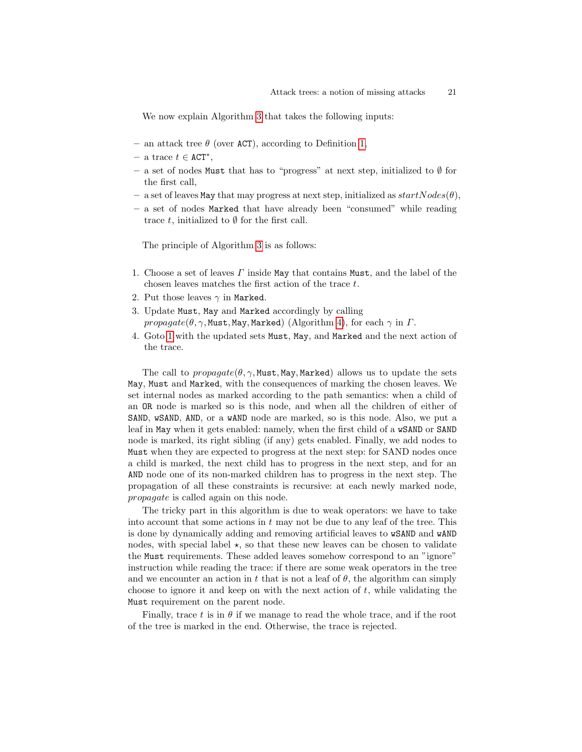We now explain Algorithm 3 that takes the following inputs:

- an attack tree $\theta$ (over $\mathtt{ACT}$), according to Definition 1,
- a trace $t \in \mathtt{ACT}^*$,
- a set of nodes `Must` that has to "progress" at next step, initialized to $\emptyset$ for the first call,
- a set of leaves `May` that may progress at next step, initialized as $startNodes(\theta)$,
- a set of nodes `Marked` that have already been "consumed" while reading trace $t$, initialized to $\emptyset$ for the first call.

The principle of Algorithm 3 is as follows:

1. Choose a set of leaves $\Gamma$ inside `May` that contains `Must`, and the label of the chosen leaves matches the first action of the trace $t$.
2. Put those leaves $\gamma$ in `Marked`.
3. Update `Must`, `May` and `Marked` accordingly by calling $propagate(\theta, \gamma, \mathtt{Must}, \mathtt{May}, \mathtt{Marked})$ (Algorithm 4), for each $\gamma$ in $\Gamma$.
4. Goto 1 with the updated sets `Must`, `May`, and `Marked` and the next action of the trace.

The call to $propagate(\theta, \gamma, \mathtt{Must}, \mathtt{May}, \mathtt{Marked})$ allows us to update the sets `May`, `Must` and `Marked`, with the consequences of marking the chosen leaves. We set internal nodes as marked according to the path semantics: when a child of an `OR` node is marked so is this node, and when all the children of either of `SAND`, `wSAND`, `AND`, or a `wAND` node are marked, so is this node. Also, we put a leaf in `May` when it gets enabled: namely, when the first child of a `wSAND` or `SAND` node is marked, its right sibling (if any) gets enabled. Finally, we add nodes to `Must` when they are expected to progress at the next step: for SAND nodes once a child is marked, the next child has to progress in the next step, and for an `AND` node one of its non-marked children has to progress in the next step. The propagation of all these constraints is recursive: at each newly marked node, *propagate* is called again on this node.

The tricky part in this algorithm is due to weak operators: we have to take into account that some actions in $t$ may not be due to any leaf of the tree. This is done by dynamically adding and removing artificial leaves to `wSAND` and `wAND` nodes, with special label $\star$, so that these new leaves can be chosen to validate the `Must` requirements. These added leaves somehow correspond to an "ignore" instruction while reading the trace: if there are some weak operators in the tree and we encounter an action in $t$ that is not a leaf of $\theta$, the algorithm can simply choose to ignore it and keep on with the next action of $t$, while validating the `Must` requirement on the parent node.

Finally, trace $t$ is in $\theta$ if we manage to read the whole trace, and if the root of the tree is marked in the end. Otherwise, the trace is rejected.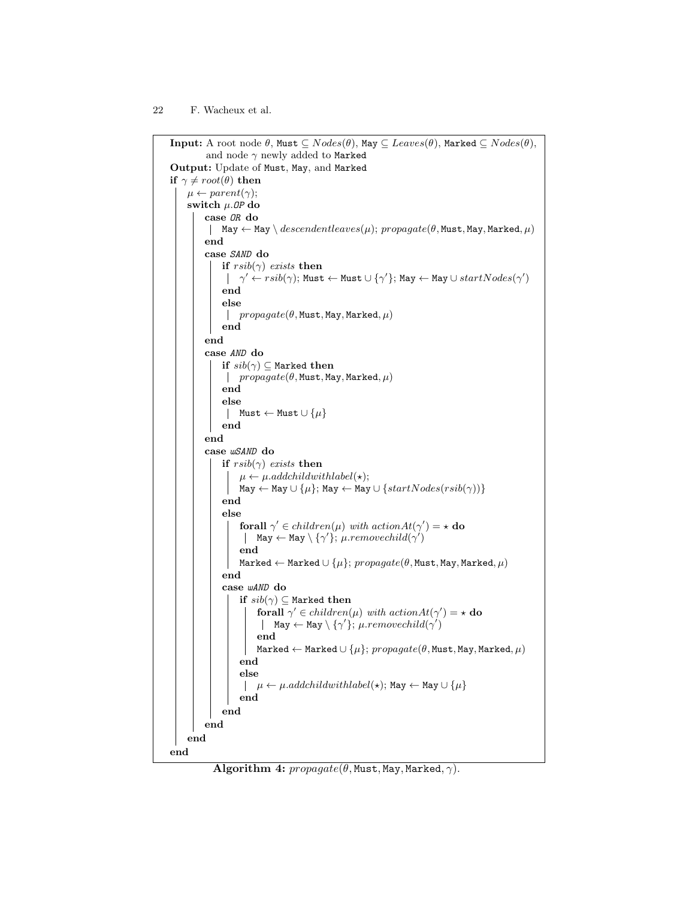```
Input: A root node θ, Must ⊆ Nodes(θ), May ⊆ Leaves(θ), Marked ⊆ Nodes(θ),
       and node γ newly added to Marked
Output: Update of Must, May, and Marked
if γ ≠ root(θ) then
    μ ← parent(γ);
    switch μ.OP do
        case OR do
            May ← May \ descendentleaves(μ); propagate(θ, Must, May, Marked, μ)
        end
        case SAND do
            if rsib(γ) exists then
                γ' ← rsib(γ); Must ← Must ∪ {γ'}; May ← May ∪ startNodes(γ')
            end
            else
                propagate(θ, Must, May, Marked, μ)
            end
        end
        case AND do
            if sib(γ) ⊆ Marked then
                propagate(θ, Must, May, Marked, μ)
            end
            else
                Must ← Must ∪ {μ}
            end
        end
        case wSAND do
            if rsib(γ) exists then
                μ ← μ.addchildwithlabel(⋆);
                May ← May ∪ {μ}; May ← May ∪ {startNodes(rsib(γ))}
            end
            else
                forall γ' ∈ children(μ) with actionAt(γ') = ⋆ do
                    May ← May \ {γ'}; μ.removechild(γ')
                end
                Marked ← Marked ∪ {μ}; propagate(θ, Must, May, Marked, μ)
            end
            case wAND do
                if sib(γ) ⊆ Marked then
                    forall γ' ∈ children(μ) with actionAt(γ') = ⋆ do
                        May ← May \ {γ'}; μ.removechild(γ')
                    end
                    Marked ← Marked ∪ {μ}; propagate(θ, Must, May, Marked, μ)
                end
                else
                    μ ← μ.addchildwithlabel(⋆); May ← May ∪ {μ}
                end
            end
        end
    end
end
```

**Algorithm 4:** $propagate(\theta, \texttt{Must}, \texttt{May}, \texttt{Marked}, \gamma)$.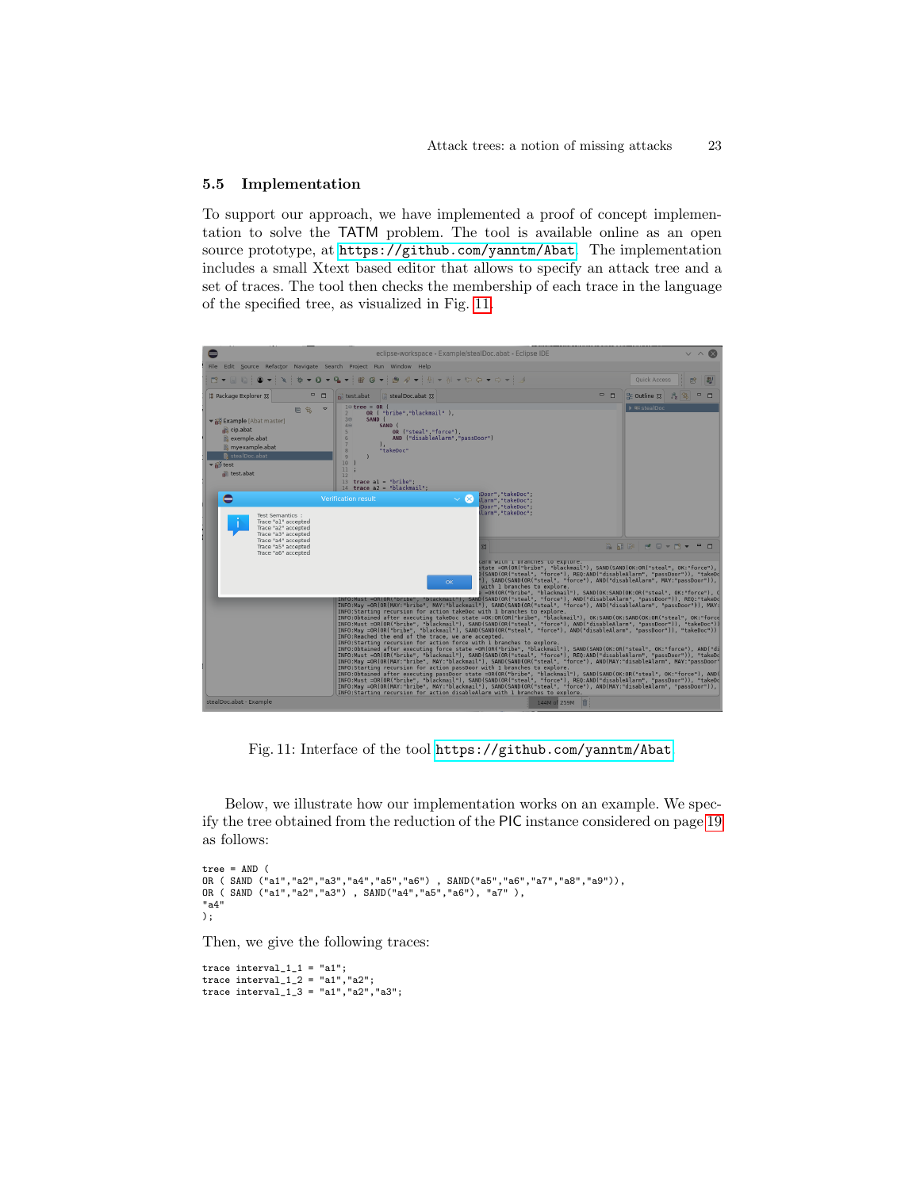### 5.5 Implementation

To support our approach, we have implemented a proof of concept implementation to solve the TATM problem. The tool is available online as an open source prototype, at https://github.com/yanntm/Abat. The implementation includes a small Xtext based editor that allows to specify an attack tree and a set of traces. The tool then checks the membership of each trace in the language of the specified tree, as visualized in Fig. 11.

Fig. 11: Interface of the tool https://github.com/yanntm/Abat

Below, we illustrate how our implementation works on an example. We specify the tree obtained from the reduction of the PIC instance considered on page 19 as follows:

```
tree = AND (
OR ( SAND ("a1","a2","a3","a4","a5","a6") , SAND("a5","a6","a7","a8","a9")),
OR ( SAND ("a1","a2","a3") , SAND("a4","a5","a6"), "a7" ),
"a4"
);
```

Then, we give the following traces:

```
trace interval_1_1 = "a1";
trace interval_1_2 = "a1","a2";
trace interval_1_3 = "a1","a2","a3";
```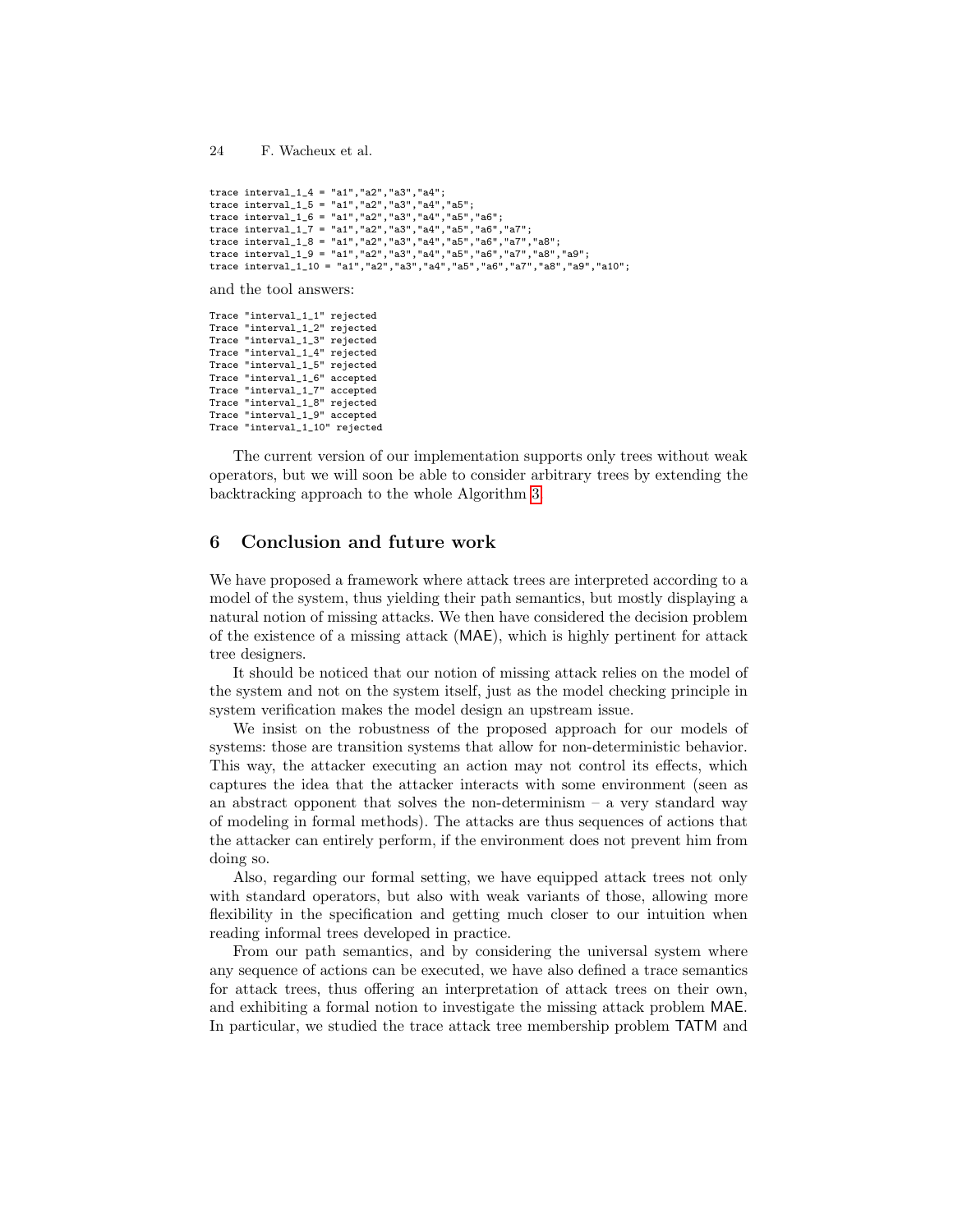```
trace interval_1_4 = "a1","a2","a3","a4";
trace interval_1_5 = "a1","a2","a3","a4","a5";
trace interval_1_6 = "a1","a2","a3","a4","a5","a6";
trace interval_1_7 = "a1","a2","a3","a4","a5","a6","a7";
trace interval_1_8 = "a1","a2","a3","a4","a5","a6","a7","a8";
trace interval_1_9 = "a1","a2","a3","a4","a5","a6","a7","a8","a9";
trace interval_1_10 = "a1","a2","a3","a4","a5","a6","a7","a8","a9","a10";
```

and the tool answers:

```
Trace "interval_1_1" rejected
Trace "interval_1_2" rejected
Trace "interval_1_3" rejected
Trace "interval_1_4" rejected
Trace "interval_1_5" rejected
Trace "interval_1_6" accepted
Trace "interval_1_7" accepted
Trace "interval_1_8" rejected
Trace "interval_1_9" accepted
Trace "interval_1_10" rejected
```

The current version of our implementation supports only trees without weak operators, but we will soon be able to consider arbitrary trees by extending the backtracking approach to the whole Algorithm 3.

## 6 Conclusion and future work

We have proposed a framework where attack trees are interpreted according to a model of the system, thus yielding their path semantics, but mostly displaying a natural notion of missing attacks. We then have considered the decision problem of the existence of a missing attack (MAE), which is highly pertinent for attack tree designers.

It should be noticed that our notion of missing attack relies on the model of the system and not on the system itself, just as the model checking principle in system verification makes the model design an upstream issue.

We insist on the robustness of the proposed approach for our models of systems: those are transition systems that allow for non-deterministic behavior. This way, the attacker executing an action may not control its effects, which captures the idea that the attacker interacts with some environment (seen as an abstract opponent that solves the non-determinism – a very standard way of modeling in formal methods). The attacks are thus sequences of actions that the attacker can entirely perform, if the environment does not prevent him from doing so.

Also, regarding our formal setting, we have equipped attack trees not only with standard operators, but also with weak variants of those, allowing more flexibility in the specification and getting much closer to our intuition when reading informal trees developed in practice.

From our path semantics, and by considering the universal system where any sequence of actions can be executed, we have also defined a trace semantics for attack trees, thus offering an interpretation of attack trees on their own, and exhibiting a formal notion to investigate the missing attack problem MAE. In particular, we studied the trace attack tree membership problem TATM and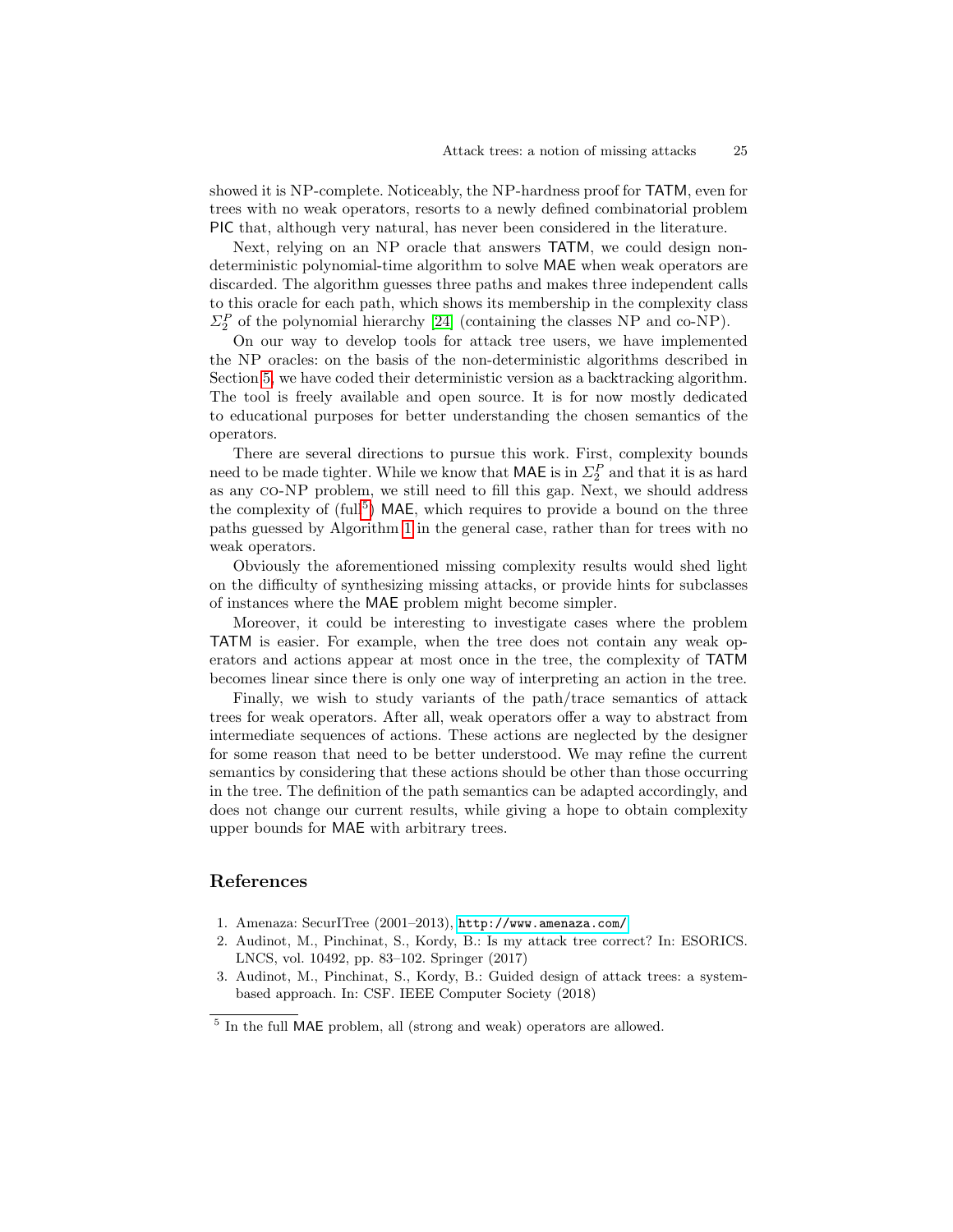showed it is NP-complete. Noticeably, the NP-hardness proof for TATM, even for trees with no weak operators, resorts to a newly defined combinatorial problem PIC that, although very natural, has never been considered in the literature.

Next, relying on an NP oracle that answers TATM, we could design non-deterministic polynomial-time algorithm to solve MAE when weak operators are discarded. The algorithm guesses three paths and makes three independent calls to this oracle for each path, which shows its membership in the complexity class $\Sigma_2^P$ of the polynomial hierarchy [24] (containing the classes NP and co-NP).

On our way to develop tools for attack tree users, we have implemented the NP oracles: on the basis of the non-deterministic algorithms described in Section 5, we have coded their deterministic version as a backtracking algorithm. The tool is freely available and open source. It is for now mostly dedicated to educational purposes for better understanding the chosen semantics of the operators.

There are several directions to pursue this work. First, complexity bounds need to be made tighter. While we know that MAE is in $\Sigma_2^P$ and that it is as hard as any co-NP problem, we still need to fill this gap. Next, we should address the complexity of (full[5]) MAE, which requires to provide a bound on the three paths guessed by Algorithm 1 in the general case, rather than for trees with no weak operators.

Obviously the aforementioned missing complexity results would shed light on the difficulty of synthesizing missing attacks, or provide hints for subclasses of instances where the MAE problem might become simpler.

Moreover, it could be interesting to investigate cases where the problem TATM is easier. For example, when the tree does not contain any weak operators and actions appear at most once in the tree, the complexity of TATM becomes linear since there is only one way of interpreting an action in the tree.

Finally, we wish to study variants of the path/trace semantics of attack trees for weak operators. After all, weak operators offer a way to abstract from intermediate sequences of actions. These actions are neglected by the designer for some reason that need to be better understood. We may refine the current semantics by considering that these actions should be other than those occurring in the tree. The definition of the path semantics can be adapted accordingly, and does not change our current results, while giving a hope to obtain complexity upper bounds for MAE with arbitrary trees.

## References

1. Amenaza: SecurITree (2001–2013), http://www.amenaza.com/
2. Audinot, M., Pinchinat, S., Kordy, B.: Is my attack tree correct? In: ESORICS. LNCS, vol. 10492, pp. 83–102. Springer (2017)
3. Audinot, M., Pinchinat, S., Kordy, B.: Guided design of attack trees: a system-based approach. In: CSF. IEEE Computer Society (2018)

[5] In the full MAE problem, all (strong and weak) operators are allowed.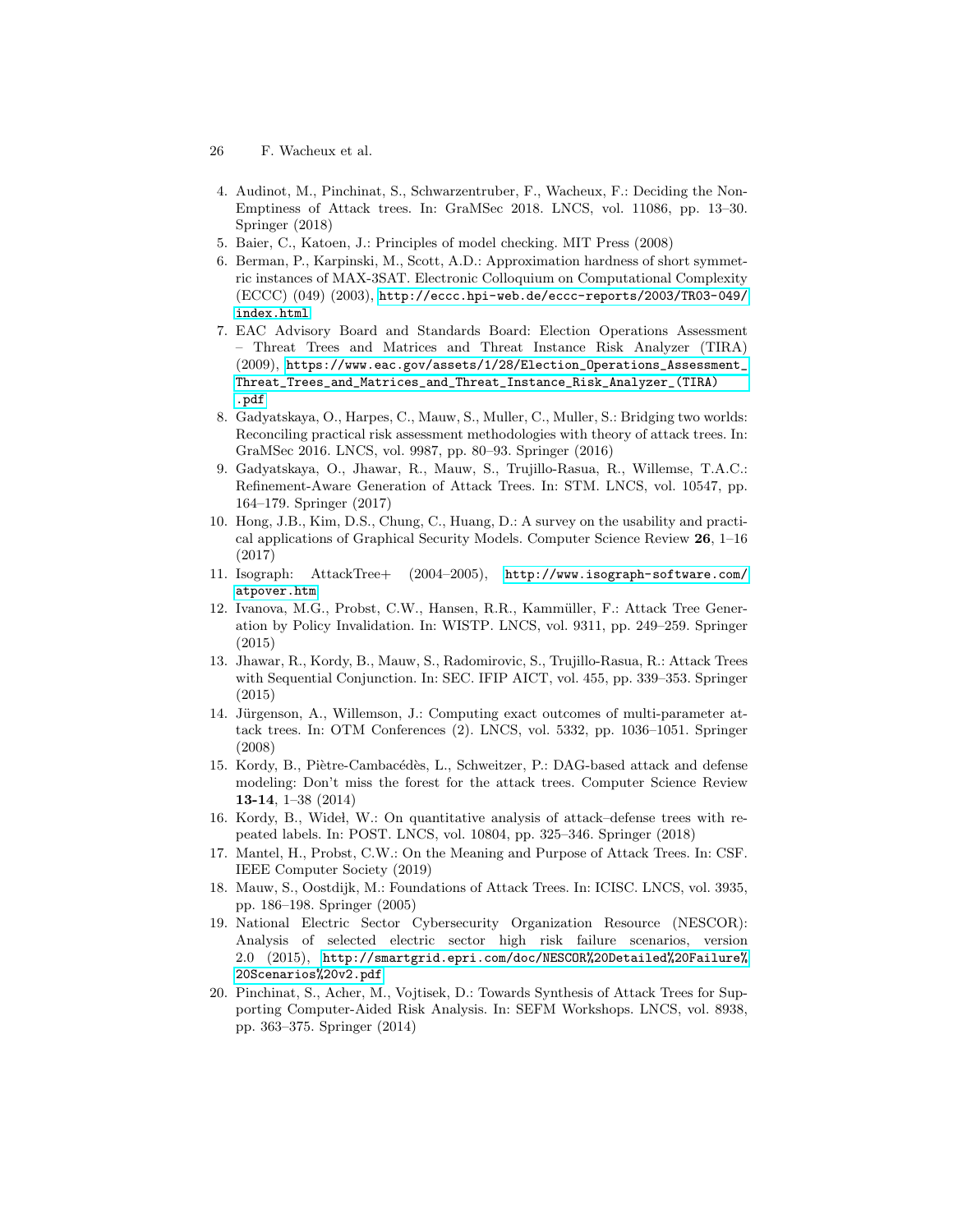4. Audinot, M., Pinchinat, S., Schwarzentruber, F., Wacheux, F.: Deciding the Non-Emptiness of Attack trees. In: GraMSec 2018. LNCS, vol. 11086, pp. 13–30. Springer (2018)
5. Baier, C., Katoen, J.: Principles of model checking. MIT Press (2008)
6. Berman, P., Karpinski, M., Scott, A.D.: Approximation hardness of short symmetric instances of MAX-3SAT. Electronic Colloquium on Computational Complexity (ECCC) (049) (2003), http://eccc.hpi-web.de/eccc-reports/2003/TR03-049/index.html
7. EAC Advisory Board and Standards Board: Election Operations Assessment – Threat Trees and Matrices and Threat Instance Risk Analyzer (TIRA) (2009), https://www.eac.gov/assets/1/28/Election_Operations_Assessment_Threat_Trees_and_Matrices_and_Threat_Instance_Risk_Analyzer_(TIRA).pdf
8. Gadyatskaya, O., Harpes, C., Mauw, S., Muller, C., Muller, S.: Bridging two worlds: Reconciling practical risk assessment methodologies with theory of attack trees. In: GraMSec 2016. LNCS, vol. 9987, pp. 80–93. Springer (2016)
9. Gadyatskaya, O., Jhawar, R., Mauw, S., Trujillo-Rasua, R., Willemse, T.A.C.: Refinement-Aware Generation of Attack Trees. In: STM. LNCS, vol. 10547, pp. 164–179. Springer (2017)
10. Hong, J.B., Kim, D.S., Chung, C., Huang, D.: A survey on the usability and practical applications of Graphical Security Models. Computer Science Review **26**, 1–16 (2017)
11. Isograph: AttackTree+ (2004–2005), http://www.isograph-software.com/atpover.htm
12. Ivanova, M.G., Probst, C.W., Hansen, R.R., Kammüller, F.: Attack Tree Generation by Policy Invalidation. In: WISTP. LNCS, vol. 9311, pp. 249–259. Springer (2015)
13. Jhawar, R., Kordy, B., Mauw, S., Radomirovic, S., Trujillo-Rasua, R.: Attack Trees with Sequential Conjunction. In: SEC. IFIP AICT, vol. 455, pp. 339–353. Springer (2015)
14. Jürgenson, A., Willemson, J.: Computing exact outcomes of multi-parameter attack trees. In: OTM Conferences (2). LNCS, vol. 5332, pp. 1036–1051. Springer (2008)
15. Kordy, B., Piètre-Cambacédès, L., Schweitzer, P.: DAG-based attack and defense modeling: Don't miss the forest for the attack trees. Computer Science Review **13-14**, 1–38 (2014)
16. Kordy, B., Wideł, W.: On quantitative analysis of attack–defense trees with repeated labels. In: POST. LNCS, vol. 10804, pp. 325–346. Springer (2018)
17. Mantel, H., Probst, C.W.: On the Meaning and Purpose of Attack Trees. In: CSF. IEEE Computer Society (2019)
18. Mauw, S., Oostdijk, M.: Foundations of Attack Trees. In: ICISC. LNCS, vol. 3935, pp. 186–198. Springer (2005)
19. National Electric Sector Cybersecurity Organization Resource (NESCOR): Analysis of selected electric sector high risk failure scenarios, version 2.0 (2015), http://smartgrid.epri.com/doc/NESCOR%20Detailed%20Failure%20Scenarios%20v2.pdf
20. Pinchinat, S., Acher, M., Vojtisek, D.: Towards Synthesis of Attack Trees for Supporting Computer-Aided Risk Analysis. In: SEFM Workshops. LNCS, vol. 8938, pp. 363–375. Springer (2014)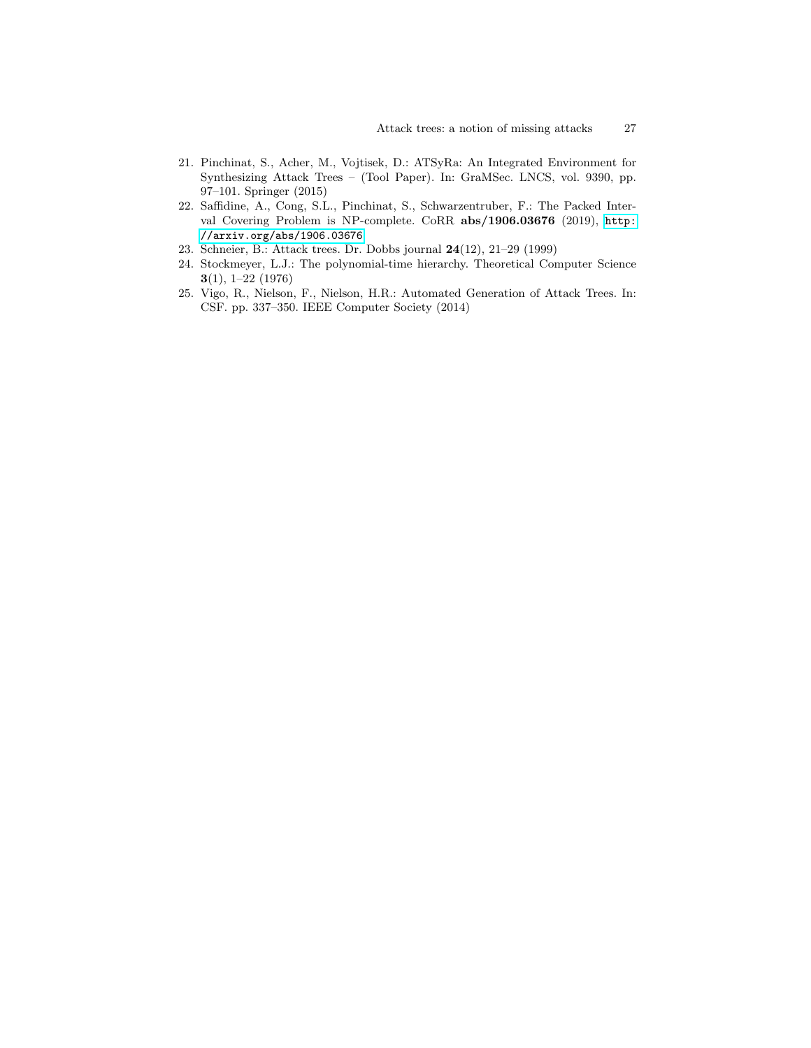21. Pinchinat, S., Acher, M., Vojtisek, D.: ATSyRa: An Integrated Environment for Synthesizing Attack Trees – (Tool Paper). In: GraMSec. LNCS, vol. 9390, pp. 97–101. Springer (2015)
22. Saffidine, A., Cong, S.L., Pinchinat, S., Schwarzentruber, F.: The Packed Interval Covering Problem is NP-complete. CoRR **abs/1906.03676** (2019), `http://arxiv.org/abs/1906.03676`
23. Schneier, B.: Attack trees. Dr. Dobbs journal **24**(12), 21–29 (1999)
24. Stockmeyer, L.J.: The polynomial-time hierarchy. Theoretical Computer Science **3**(1), 1–22 (1976)
25. Vigo, R., Nielson, F., Nielson, H.R.: Automated Generation of Attack Trees. In: CSF. pp. 337–350. IEEE Computer Society (2014)